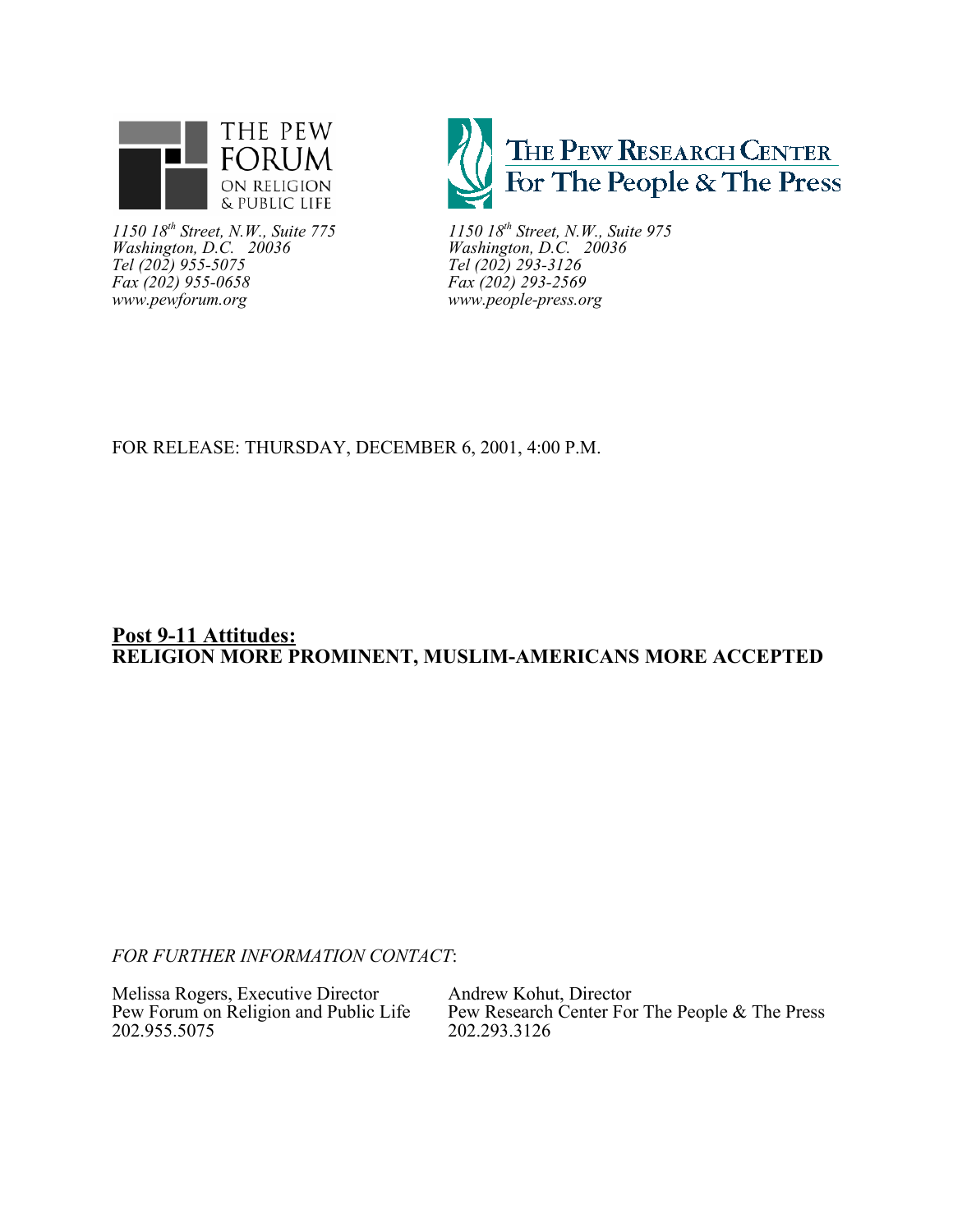THE PEW FORUM ON RELIGION & PUBLIC LIFE

*1150 18th Street, N.W., Suite 775*
*Washington, D.C. 20036*
*Tel (202) 955-5075*
*Fax (202) 955-0658*
*www.pewforum.org*

THE PEW RESEARCH CENTER For The People & The Press

*1150 18th Street, N.W., Suite 975*
*Washington, D.C. 20036*
*Tel (202) 293-3126*
*Fax (202) 293-2569*
*www.people-press.org*

FOR RELEASE: THURSDAY, DECEMBER 6, 2001, 4:00 P.M.

# Post 9-11 Attitudes:
# RELIGION MORE PROMINENT, MUSLIM-AMERICANS MORE ACCEPTED

*FOR FURTHER INFORMATION CONTACT*:

Melissa Rogers, Executive Director
Pew Forum on Religion and Public Life
202.955.5075

Andrew Kohut, Director
Pew Research Center For The People & The Press
202.293.3126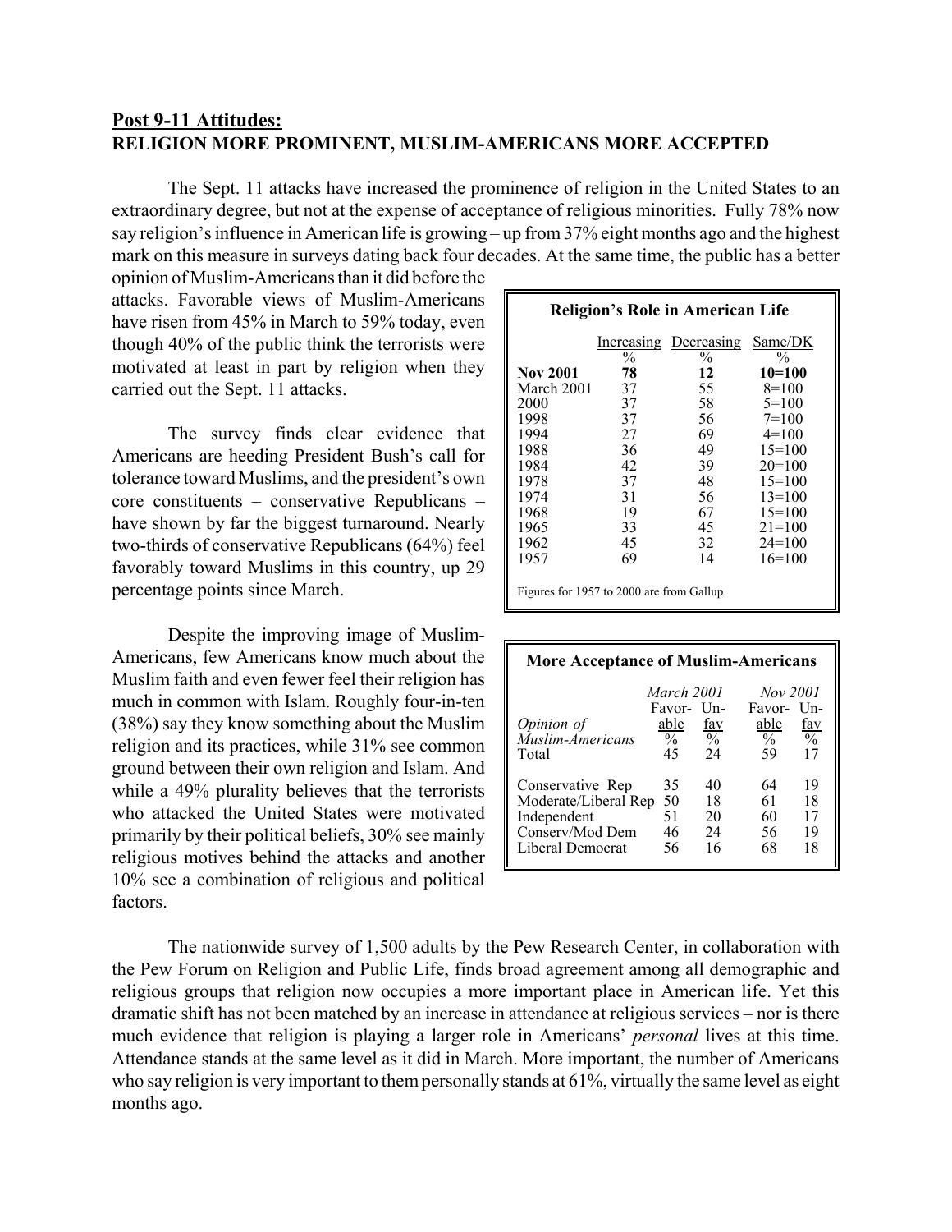## Post 9-11 Attitudes:
**RELIGION MORE PROMINENT, MUSLIM-AMERICANS MORE ACCEPTED**

The Sept. 11 attacks have increased the prominence of religion in the United States to an extraordinary degree, but not at the expense of acceptance of religious minorities. Fully 78% now say religion's influence in American life is growing – up from 37% eight months ago and the highest mark on this measure in surveys dating back four decades. At the same time, the public has a better opinion of Muslim-Americans than it did before the attacks. Favorable views of Muslim-Americans have risen from 45% in March to 59% today, even though 40% of the public think the terrorists were motivated at least in part by religion when they carried out the Sept. 11 attacks.

**Religion's Role in American Life**

| | Increasing | Decreasing | Same/DK |
|---|---|---|---|
| | % | % | % |
| **Nov 2001** | **78** | **12** | **10=100** |
| March 2001 | 37 | 55 | 8=100 |
| 2000 | 37 | 58 | 5=100 |
| 1998 | 37 | 56 | 7=100 |
| 1994 | 27 | 69 | 4=100 |
| 1988 | 36 | 49 | 15=100 |
| 1984 | 42 | 39 | 20=100 |
| 1978 | 37 | 48 | 15=100 |
| 1974 | 31 | 56 | 13=100 |
| 1968 | 19 | 67 | 15=100 |
| 1965 | 33 | 45 | 21=100 |
| 1962 | 45 | 32 | 24=100 |
| 1957 | 69 | 14 | 16=100 |

Figures for 1957 to 2000 are from Gallup.

The survey finds clear evidence that Americans are heeding President Bush's call for tolerance toward Muslims, and the president's own core constituents – conservative Republicans – have shown by far the biggest turnaround. Nearly two-thirds of conservative Republicans (64%) feel favorably toward Muslims in this country, up 29 percentage points since March.

Despite the improving image of Muslim-Americans, few Americans know much about the Muslim faith and even fewer feel their religion has much in common with Islam. Roughly four-in-ten (38%) say they know something about the Muslim religion and its practices, while 31% see common ground between their own religion and Islam. And while a 49% plurality believes that the terrorists who attacked the United States were motivated primarily by their political beliefs, 30% see mainly religious motives behind the attacks and another 10% see a combination of religious and political factors.

**More Acceptance of Muslim-Americans**

| | *March 2001* | | *Nov 2001* | |
|---|---|---|---|---|
| *Opinion of Muslim-Americans* | Favor-able | Un-fav | Favor-able | Un-fav |
| | % | % | % | % |
| Total | 45 | 24 | 59 | 17 |
| Conservative Rep | 35 | 40 | 64 | 19 |
| Moderate/Liberal Rep | 50 | 18 | 61 | 18 |
| Independent | 51 | 20 | 60 | 17 |
| Conserv/Mod Dem | 46 | 24 | 56 | 19 |
| Liberal Democrat | 56 | 16 | 68 | 18 |

The nationwide survey of 1,500 adults by the Pew Research Center, in collaboration with the Pew Forum on Religion and Public Life, finds broad agreement among all demographic and religious groups that religion now occupies a more important place in American life. Yet this dramatic shift has not been matched by an increase in attendance at religious services – nor is there much evidence that religion is playing a larger role in Americans' *personal* lives at this time. Attendance stands at the same level as it did in March. More important, the number of Americans who say religion is very important to them personally stands at 61%, virtually the same level as eight months ago.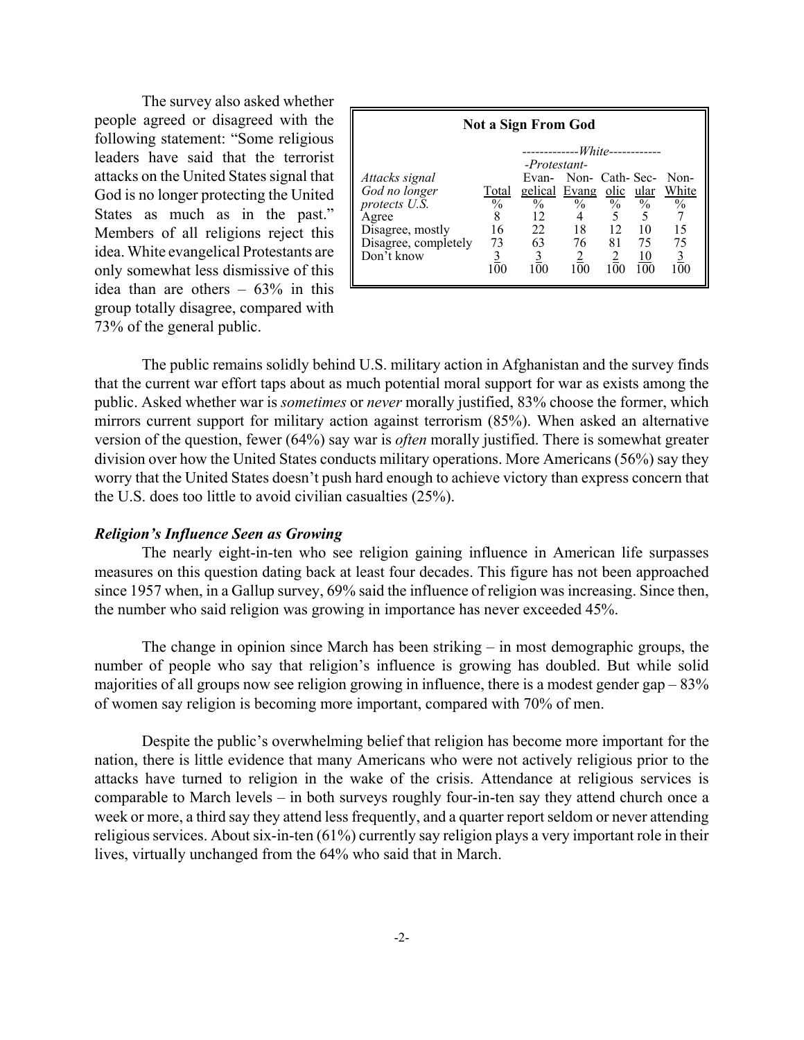The survey also asked whether people agreed or disagreed with the following statement: "Some religious leaders have said that the terrorist attacks on the United States signal that God is no longer protecting the United States as much as in the past." Members of all religions reject this idea. White evangelical Protestants are only somewhat less dismissive of this idea than are others – 63% in this group totally disagree, compared with 73% of the general public.

**Not a Sign From God**

| | | -------------*White*------------ | | | | |
|---|---|---|---|---|---|---|
| | | *-Protestant-* | | | | |
| *Attacks signal God no longer protects U.S.* | Total | Evan-gelical | Non-Evang | Cath-olic | Sec-ular | Non-White |
| | % | % | % | % | % | % |
| Agree | 8 | 12 | 4 | 5 | 5 | 7 |
| Disagree, mostly | 16 | 22 | 18 | 12 | 10 | 15 |
| Disagree, completely | 73 | 63 | 76 | 81 | 75 | 75 |
| Don't know | 3 | 3 | 2 | 2 | 10 | 3 |
| | 100 | 100 | 100 | 100 | 100 | 100 |

The public remains solidly behind U.S. military action in Afghanistan and the survey finds that the current war effort taps about as much potential moral support for war as exists among the public. Asked whether war is *sometimes* or *never* morally justified, 83% choose the former, which mirrors current support for military action against terrorism (85%). When asked an alternative version of the question, fewer (64%) say war is *often* morally justified. There is somewhat greater division over how the United States conducts military operations. More Americans (56%) say they worry that the United States doesn't push hard enough to achieve victory than express concern that the U.S. does too little to avoid civilian casualties (25%).

### *Religion's Influence Seen as Growing*

The nearly eight-in-ten who see religion gaining influence in American life surpasses measures on this question dating back at least four decades. This figure has not been approached since 1957 when, in a Gallup survey, 69% said the influence of religion was increasing. Since then, the number who said religion was growing in importance has never exceeded 45%.

The change in opinion since March has been striking – in most demographic groups, the number of people who say that religion's influence is growing has doubled. But while solid majorities of all groups now see religion growing in influence, there is a modest gender gap – 83% of women say religion is becoming more important, compared with 70% of men.

Despite the public's overwhelming belief that religion has become more important for the nation, there is little evidence that many Americans who were not actively religious prior to the attacks have turned to religion in the wake of the crisis. Attendance at religious services is comparable to March levels – in both surveys roughly four-in-ten say they attend church once a week or more, a third say they attend less frequently, and a quarter report seldom or never attending religious services. About six-in-ten (61%) currently say religion plays a very important role in their lives, virtually unchanged from the 64% who said that in March.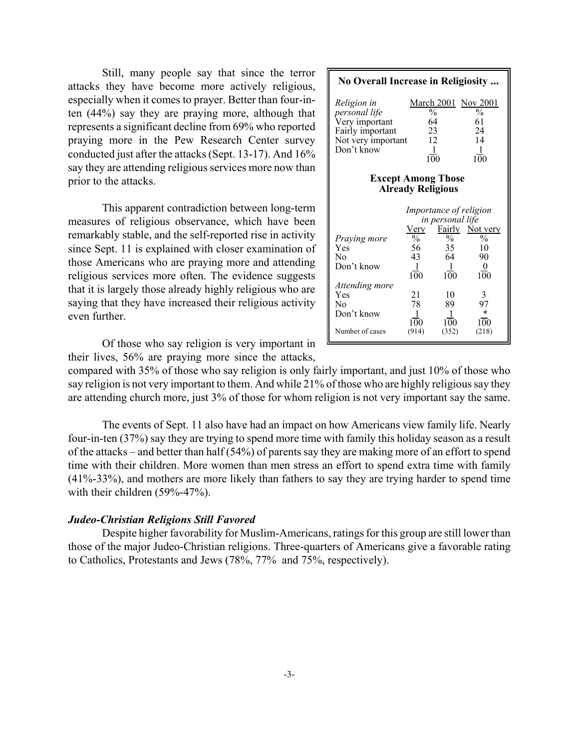Still, many people say that since the terror attacks they have become more actively religious, especially when it comes to prayer. Better than four-in-ten (44%) say they are praying more, although that represents a significant decline from 69% who reported praying more in the Pew Research Center survey conducted just after the attacks (Sept. 13-17). And 16% say they are attending religious services more now than prior to the attacks.

This apparent contradiction between long-term measures of religious observance, which have been remarkably stable, and the self-reported rise in activity since Sept. 11 is explained with closer examination of those Americans who are praying more and attending religious services more often. The evidence suggests that it is largely those already highly religious who are saying that they have increased their religious activity even further.

Of those who say religion is very important in their lives, 56% are praying more since the attacks, compared with 35% of those who say religion is only fairly important, and just 10% of those who say religion is not very important to them. And while 21% of those who are highly religious say they are attending church more, just 3% of those for whom religion is not very important say the same.

**No Overall Increase in Religiosity ...**

| *Religion in personal life* | March 2001 | Nov 2001 |
|---|---|---|
| | % | % |
| Very important | 64 | 61 |
| Fairly important | 23 | 24 |
| Not very important | 12 | 14 |
| Don't know | 1 | 1 |
| | 100 | 100 |

**Except Among Those Already Religious**

| | *Importance of religion in personal life* | | |
|---|---|---|---|
| | Very | Fairly | Not very |
| *Praying more* | % | % | % |
| Yes | 56 | 35 | 10 |
| No | 43 | 64 | 90 |
| Don't know | 1 | 1 | 0 |
| | 100 | 100 | 100 |
| *Attending more* | | | |
| Yes | 21 | 10 | 3 |
| No | 78 | 89 | 97 |
| Don't know | 1 | 1 | * |
| | 100 | 100 | 100 |
| Number of cases | (914) | (352) | (218) |

The events of Sept. 11 also have had an impact on how Americans view family life. Nearly four-in-ten (37%) say they are trying to spend more time with family this holiday season as a result of the attacks – and better than half (54%) of parents say they are making more of an effort to spend time with their children. More women than men stress an effort to spend extra time with family (41%-33%), and mothers are more likely than fathers to say they are trying harder to spend time with their children (59%-47%).

### *Judeo-Christian Religions Still Favored*

Despite higher favorability for Muslim-Americans, ratings for this group are still lower than those of the major Judeo-Christian religions. Three-quarters of Americans give a favorable rating to Catholics, Protestants and Jews (78%, 77% and 75%, respectively).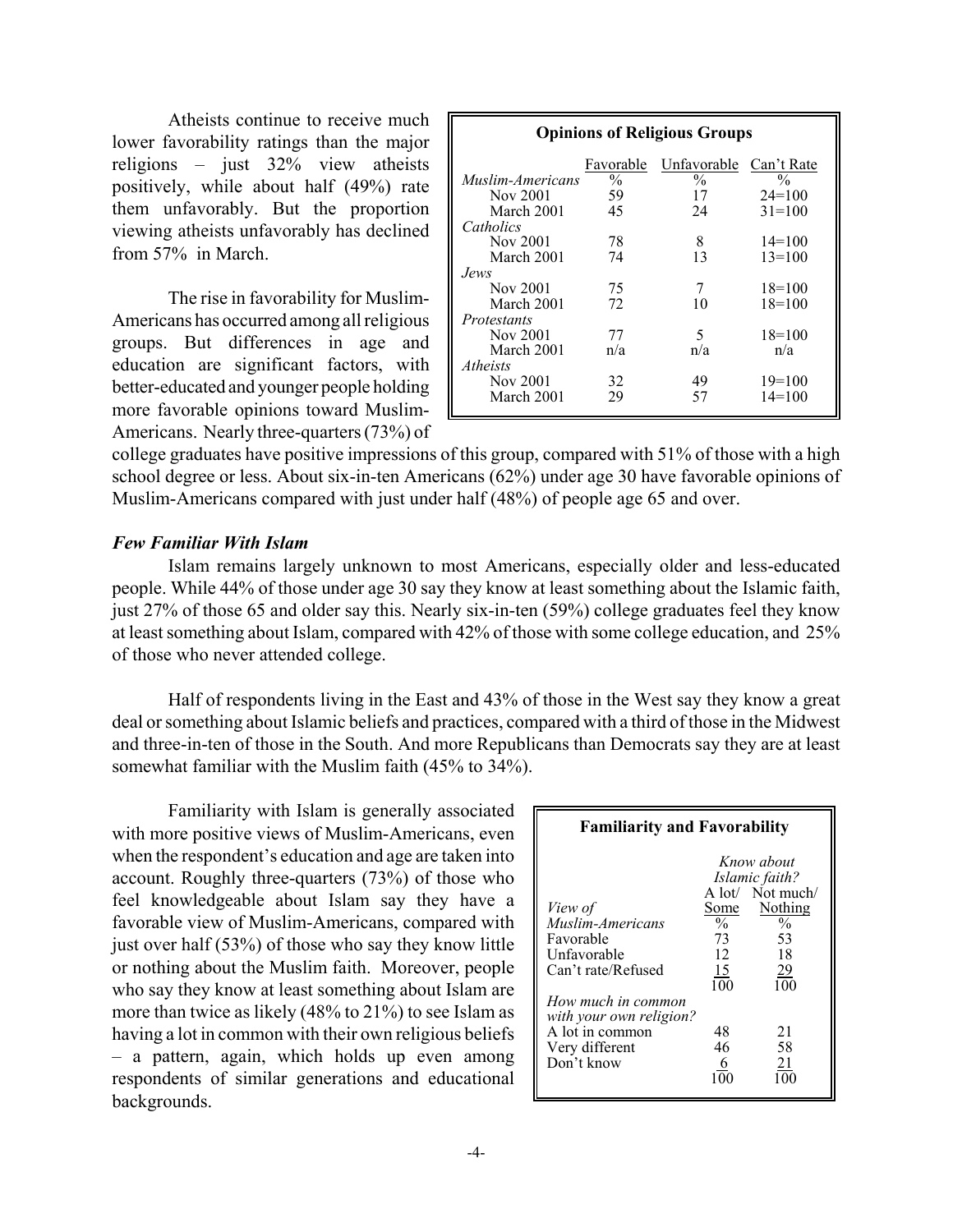Atheists continue to receive much lower favorability ratings than the major religions – just 32% view atheists positively, while about half (49%) rate them unfavorably. But the proportion viewing atheists unfavorably has declined from 57% in March.

| Opinions of Religious Groups | | | |
|---|---|---|---|
| | Favorable | Unfavorable | Can't Rate |
| *Muslim-Americans* | % | % | % |
| Nov 2001 | 59 | 17 | 24=100 |
| March 2001 | 45 | 24 | 31=100 |
| *Catholics* | | | |
| Nov 2001 | 78 | 8 | 14=100 |
| March 2001 | 74 | 13 | 13=100 |
| *Jews* | | | |
| Nov 2001 | 75 | 7 | 18=100 |
| March 2001 | 72 | 10 | 18=100 |
| *Protestants* | | | |
| Nov 2001 | 77 | 5 | 18=100 |
| March 2001 | n/a | n/a | n/a |
| *Atheists* | | | |
| Nov 2001 | 32 | 49 | 19=100 |
| March 2001 | 29 | 57 | 14=100 |

The rise in favorability for Muslim-Americans has occurred among all religious groups. But differences in age and education are significant factors, with better-educated and younger people holding more favorable opinions toward Muslim-Americans. Nearly three-quarters (73%) of college graduates have positive impressions of this group, compared with 51% of those with a high school degree or less. About six-in-ten Americans (62%) under age 30 have favorable opinions of Muslim-Americans compared with just under half (48%) of people age 65 and over.

### *Few Familiar With Islam*

Islam remains largely unknown to most Americans, especially older and less-educated people. While 44% of those under age 30 say they know at least something about the Islamic faith, just 27% of those 65 and older say this. Nearly six-in-ten (59%) college graduates feel they know at least something about Islam, compared with 42% of those with some college education, and 25% of those who never attended college.

Half of respondents living in the East and 43% of those in the West say they know a great deal or something about Islamic beliefs and practices, compared with a third of those in the Midwest and three-in-ten of those in the South. And more Republicans than Democrats say they are at least somewhat familiar with the Muslim faith (45% to 34%).

Familiarity with Islam is generally associated with more positive views of Muslim-Americans, even when the respondent's education and age are taken into account. Roughly three-quarters (73%) of those who feel knowledgeable about Islam say they have a favorable view of Muslim-Americans, compared with just over half (53%) of those who say they know little or nothing about the Muslim faith. Moreover, people who say they know at least something about Islam are more than twice as likely (48% to 21%) to see Islam as having a lot in common with their own religious beliefs – a pattern, again, which holds up even among respondents of similar generations and educational backgrounds.

| Familiarity and Favorability | | |
|---|---|---|
| | *Know about Islamic faith?* | |
| | A lot/ Some | Not much/ Nothing |
| *View of Muslim-Americans* | % | % |
| Favorable | 73 | 53 |
| Unfavorable | 12 | 18 |
| Can't rate/Refused | 15 | 29 |
| | 100 | 100 |
| *How much in common with your own religion?* | | |
| A lot in common | 48 | 21 |
| Very different | 46 | 58 |
| Don't know | 6 | 21 |
| | 100 | 100 |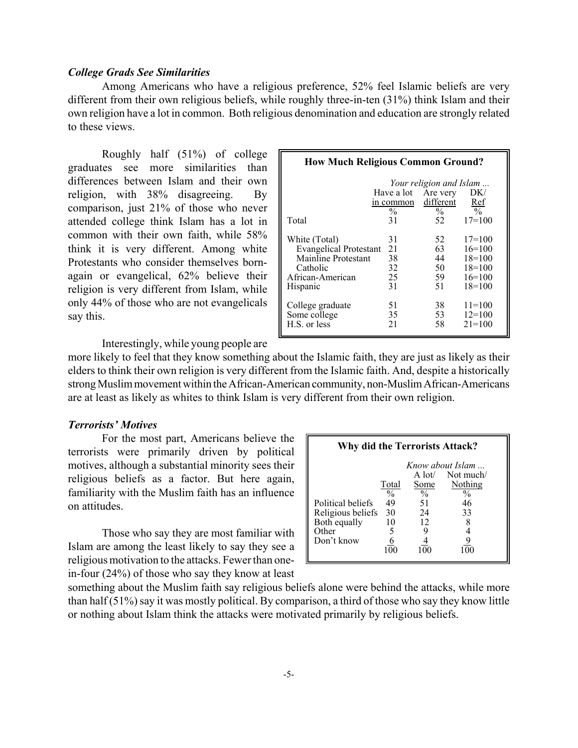### *College Grads See Similarities*

Among Americans who have a religious preference, 52% feel Islamic beliefs are very different from their own religious beliefs, while roughly three-in-ten (31%) think Islam and their own religion have a lot in common. Both religious denomination and education are strongly related to these views.

Roughly half (51%) of college graduates see more similarities than differences between Islam and their own religion, with 38% disagreeing. By comparison, just 21% of those who never attended college think Islam has a lot in common with their own faith, while 58% think it is very different. Among white Protestants who consider themselves born-again or evangelical, 62% believe their religion is very different from Islam, while only 44% of those who are not evangelicals say this.

**How Much Religious Common Ground?**

| | *Your religion and Islam ...* | | |
|---|---|---|---|
| | Have a lot in common | Are very different | DK/ Ref |
| | % | % | % |
| Total | 31 | 52 | 17=100 |
| White (Total) | 31 | 52 | 17=100 |
| Evangelical Protestant | 21 | 63 | 16=100 |
| Mainline Protestant | 38 | 44 | 18=100 |
| Catholic | 32 | 50 | 18=100 |
| African-American | 25 | 59 | 16=100 |
| Hispanic | 31 | 51 | 18=100 |
| College graduate | 51 | 38 | 11=100 |
| Some college | 35 | 53 | 12=100 |
| H.S. or less | 21 | 58 | 21=100 |

Interestingly, while young people are more likely to feel that they know something about the Islamic faith, they are just as likely as their elders to think their own religion is very different from the Islamic faith. And, despite a historically strong Muslim movement within the African-American community, non-Muslim African-Americans are at least as likely as whites to think Islam is very different from their own religion.

### *Terrorists' Motives*

For the most part, Americans believe the terrorists were primarily driven by political motives, although a substantial minority sees their religious beliefs as a factor. But here again, familiarity with the Muslim faith has an influence on attitudes.

Those who say they are most familiar with Islam are among the least likely to say they see a religious motivation to the attacks. Fewer than one-in-four (24%) of those who say they know at least something about the Muslim faith say religious beliefs alone were behind the attacks, while more than half (51%) say it was mostly political. By comparison, a third of those who say they know little or nothing about Islam think the attacks were motivated primarily by religious beliefs.

**Why did the Terrorists Attack?**

| | | *Know about Islam ...* | |
|---|---|---|---|
| | Total | A lot/ Some | Not much/ Nothing |
| | % | % | % |
| Political beliefs | 49 | 51 | 46 |
| Religious beliefs | 30 | 24 | 33 |
| Both equally | 10 | 12 | 8 |
| Other | 5 | 9 | 4 |
| Don't know | 6 | 4 | 9 |
| | 100 | 100 | 100 |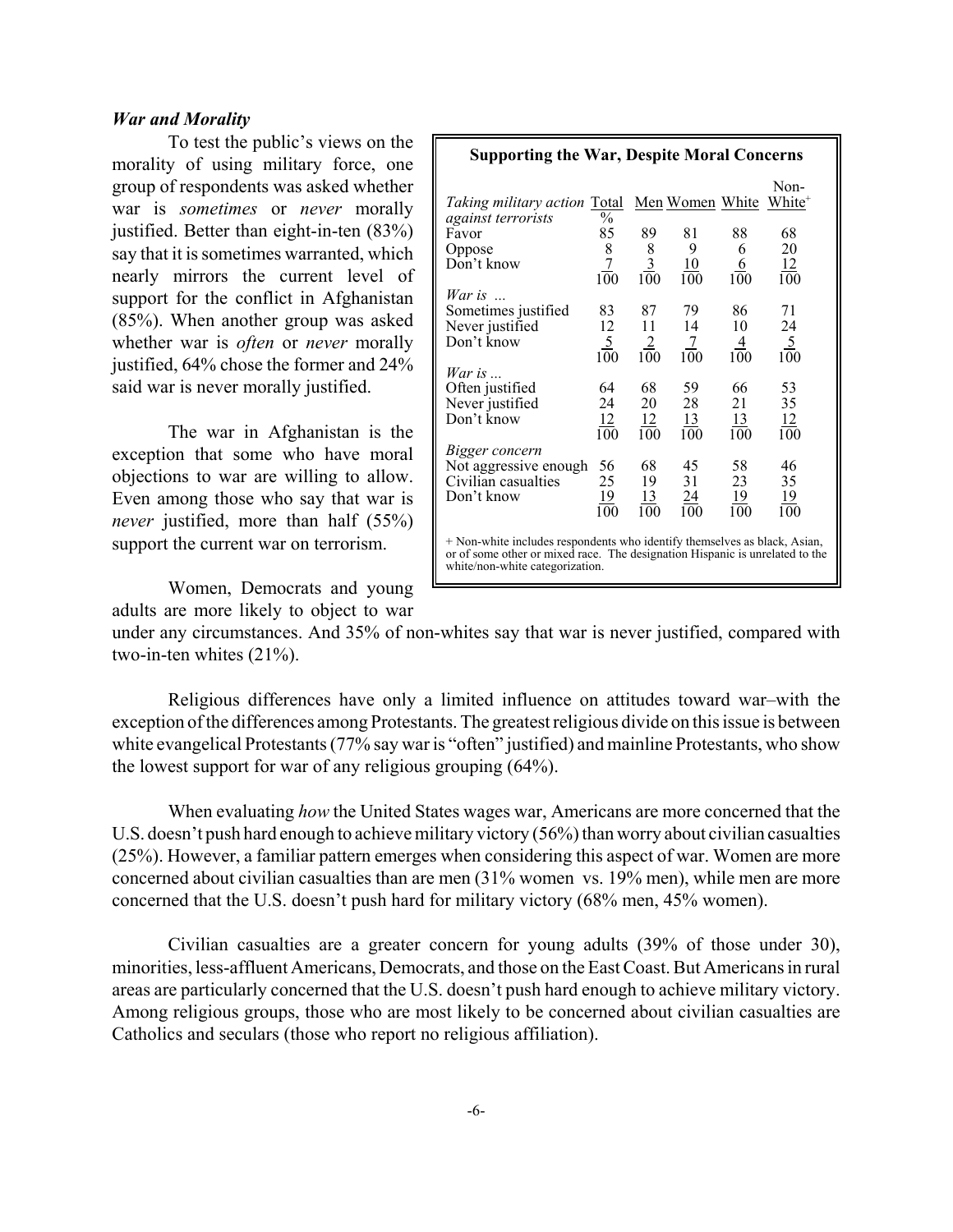### *War and Morality*

To test the public's views on the morality of using military force, one group of respondents was asked whether war is *sometimes* or *never* morally justified. Better than eight-in-ten (83%) say that it is sometimes warranted, which nearly mirrors the current level of support for the conflict in Afghanistan (85%). When another group was asked whether war is *often* or *never* morally justified, 64% chose the former and 24% said war is never morally justified.

The war in Afghanistan is the exception that some who have moral objections to war are willing to allow. Even among those who say that war is *never* justified, more than half (55%) support the current war on terrorism.

**Supporting the War, Despite Moral Concerns**

| | Total | Men | Women | White | Non-White+ |
|---|---|---|---|---|---|
| *Taking military action against terrorists* | % | | | | |
| Favor | 85 | 89 | 81 | 88 | 68 |
| Oppose | 8 | 8 | 9 | 6 | 20 |
| Don't know | 7 | 3 | 10 | 6 | 12 |
| | 100 | 100 | 100 | 100 | 100 |
| *War is ...* | | | | | |
| Sometimes justified | 83 | 87 | 79 | 86 | 71 |
| Never justified | 12 | 11 | 14 | 10 | 24 |
| Don't know | 5 | 2 | 7 | 4 | 5 |
| | 100 | 100 | 100 | 100 | 100 |
| *War is ...* | | | | | |
| Often justified | 64 | 68 | 59 | 66 | 53 |
| Never justified | 24 | 20 | 28 | 21 | 35 |
| Don't know | 12 | 12 | 13 | 13 | 12 |
| | 100 | 100 | 100 | 100 | 100 |
| *Bigger concern* | | | | | |
| Not aggressive enough | 56 | 68 | 45 | 58 | 46 |
| Civilian casualties | 25 | 19 | 31 | 23 | 35 |
| Don't know | 19 | 13 | 24 | 19 | 19 |
| | 100 | 100 | 100 | 100 | 100 |

+ Non-white includes respondents who identify themselves as black, Asian, or of some other or mixed race. The designation Hispanic is unrelated to the white/non-white categorization.

Women, Democrats and young adults are more likely to object to war under any circumstances. And 35% of non-whites say that war is never justified, compared with two-in-ten whites (21%).

Religious differences have only a limited influence on attitudes toward war–with the exception of the differences among Protestants. The greatest religious divide on this issue is between white evangelical Protestants (77% say war is "often" justified) and mainline Protestants, who show the lowest support for war of any religious grouping (64%).

When evaluating *how* the United States wages war, Americans are more concerned that the U.S. doesn't push hard enough to achieve military victory (56%) than worry about civilian casualties (25%). However, a familiar pattern emerges when considering this aspect of war. Women are more concerned about civilian casualties than are men (31% women vs. 19% men), while men are more concerned that the U.S. doesn't push hard for military victory (68% men, 45% women).

Civilian casualties are a greater concern for young adults (39% of those under 30), minorities, less-affluent Americans, Democrats, and those on the East Coast. But Americans in rural areas are particularly concerned that the U.S. doesn't push hard enough to achieve military victory. Among religious groups, those who are most likely to be concerned about civilian casualties are Catholics and seculars (those who report no religious affiliation).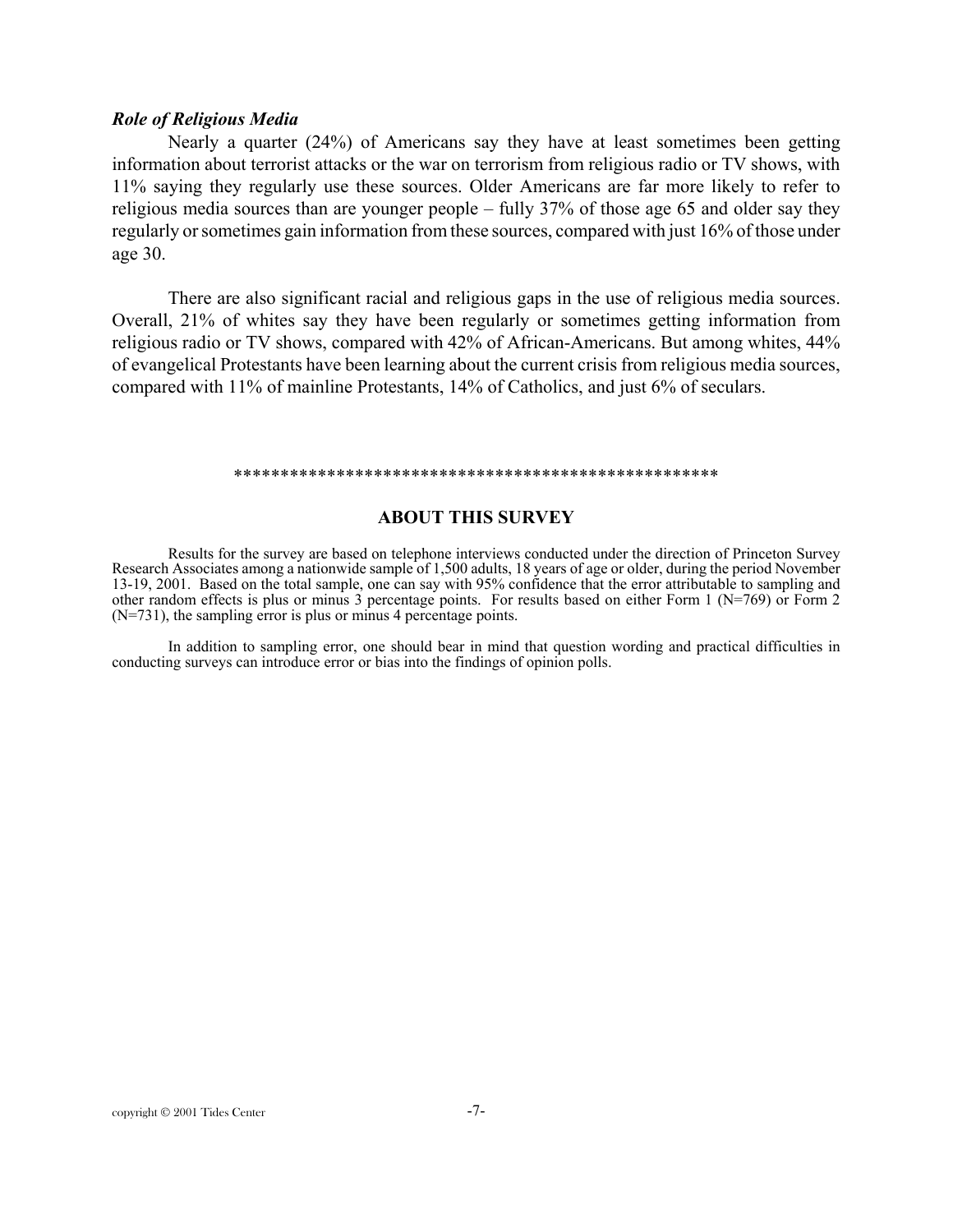***Role of Religious Media***

Nearly a quarter (24%) of Americans say they have at least sometimes been getting information about terrorist attacks or the war on terrorism from religious radio or TV shows, with 11% saying they regularly use these sources. Older Americans are far more likely to refer to religious media sources than are younger people – fully 37% of those age 65 and older say they regularly or sometimes gain information from these sources, compared with just 16% of those under age 30.

There are also significant racial and religious gaps in the use of religious media sources. Overall, 21% of whites say they have been regularly or sometimes getting information from religious radio or TV shows, compared with 42% of African-Americans. But among whites, 44% of evangelical Protestants have been learning about the current crisis from religious media sources, compared with 11% of mainline Protestants, 14% of Catholics, and just 6% of seculars.

*****************************************************

## ABOUT THIS SURVEY

Results for the survey are based on telephone interviews conducted under the direction of Princeton Survey Research Associates among a nationwide sample of 1,500 adults, 18 years of age or older, during the period November 13-19, 2001. Based on the total sample, one can say with 95% confidence that the error attributable to sampling and other random effects is plus or minus 3 percentage points. For results based on either Form 1 (N=769) or Form 2 (N=731), the sampling error is plus or minus 4 percentage points.

In addition to sampling error, one should bear in mind that question wording and practical difficulties in conducting surveys can introduce error or bias into the findings of opinion polls.

copyright © 2001 Tides Center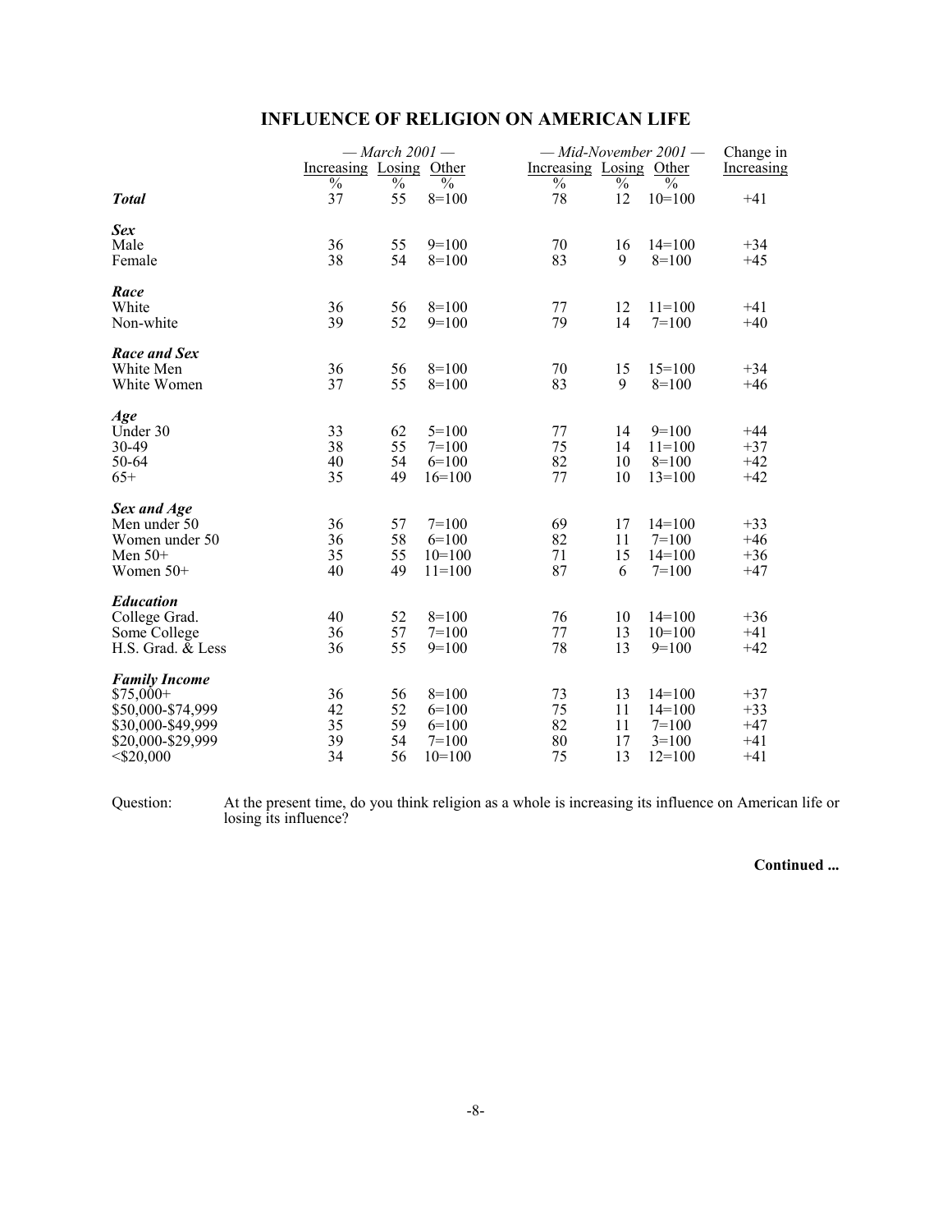## INFLUENCE OF RELIGION ON AMERICAN LIFE

| | — March 2001 — | | | — Mid-November 2001 — | | | Change in |
|---|---|---|---|---|---|---|---|
| | Increasing | Losing | Other | Increasing | Losing | Other | Increasing |
| | % | % | % | % | % | % | |
| ***Total*** | 37 | 55 | 8=100 | 78 | 12 | 10=100 | +41 |
| ***Sex*** | | | | | | | |
| Male | 36 | 55 | 9=100 | 70 | 16 | 14=100 | +34 |
| Female | 38 | 54 | 8=100 | 83 | 9 | 8=100 | +45 |
| ***Race*** | | | | | | | |
| White | 36 | 56 | 8=100 | 77 | 12 | 11=100 | +41 |
| Non-white | 39 | 52 | 9=100 | 79 | 14 | 7=100 | +40 |
| ***Race and Sex*** | | | | | | | |
| White Men | 36 | 56 | 8=100 | 70 | 15 | 15=100 | +34 |
| White Women | 37 | 55 | 8=100 | 83 | 9 | 8=100 | +46 |
| ***Age*** | | | | | | | |
| Under 30 | 33 | 62 | 5=100 | 77 | 14 | 9=100 | +44 |
| 30-49 | 38 | 55 | 7=100 | 75 | 14 | 11=100 | +37 |
| 50-64 | 40 | 54 | 6=100 | 82 | 10 | 8=100 | +42 |
| 65+ | 35 | 49 | 16=100 | 77 | 10 | 13=100 | +42 |
| ***Sex and Age*** | | | | | | | |
| Men under 50 | 36 | 57 | 7=100 | 69 | 17 | 14=100 | +33 |
| Women under 50 | 36 | 58 | 6=100 | 82 | 11 | 7=100 | +46 |
| Men 50+ | 35 | 55 | 10=100 | 71 | 15 | 14=100 | +36 |
| Women 50+ | 40 | 49 | 11=100 | 87 | 6 | 7=100 | +47 |
| ***Education*** | | | | | | | |
| College Grad. | 40 | 52 | 8=100 | 76 | 10 | 14=100 | +36 |
| Some College | 36 | 57 | 7=100 | 77 | 13 | 10=100 | +41 |
| H.S. Grad. & Less | 36 | 55 | 9=100 | 78 | 13 | 9=100 | +42 |
| ***Family Income*** | | | | | | | |
| $75,000+ | 36 | 56 | 8=100 | 73 | 13 | 14=100 | +37 |
| $50,000-$74,999 | 42 | 52 | 6=100 | 75 | 11 | 14=100 | +33 |
| $30,000-$49,999 | 35 | 59 | 6=100 | 82 | 11 | 7=100 | +47 |
| $20,000-$29,999 | 39 | 54 | 7=100 | 80 | 17 | 3=100 | +41 |
| <$20,000 | 34 | 56 | 10=100 | 75 | 13 | 12=100 | +41 |

Question: At the present time, do you think religion as a whole is increasing its influence on American life or losing its influence?

**Continued ...**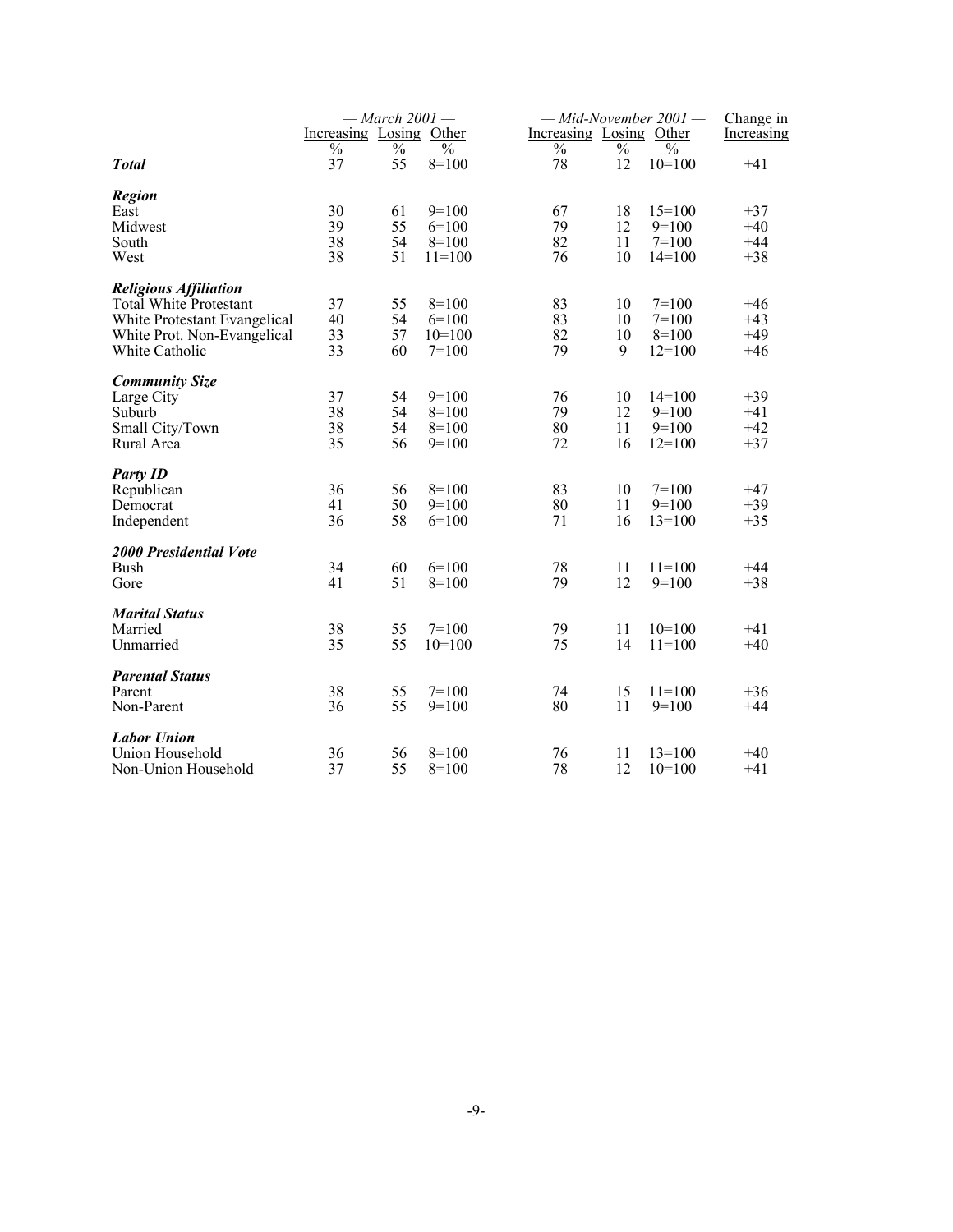| | — March 2001 — | | | — Mid-November 2001 — | | | Change in |
|---|---|---|---|---|---|---|---|
| | Increasing | Losing | Other | Increasing | Losing | Other | Increasing |
| | % | % | % | % | % | % | |
| ***Total*** | 37 | 55 | 8=100 | 78 | 12 | 10=100 | +41 |
| ***Region*** | | | | | | | |
| East | 30 | 61 | 9=100 | 67 | 18 | 15=100 | +37 |
| Midwest | 39 | 55 | 6=100 | 79 | 12 | 9=100 | +40 |
| South | 38 | 54 | 8=100 | 82 | 11 | 7=100 | +44 |
| West | 38 | 51 | 11=100 | 76 | 10 | 14=100 | +38 |
| ***Religious Affiliation*** | | | | | | | |
| Total White Protestant | 37 | 55 | 8=100 | 83 | 10 | 7=100 | +46 |
| White Protestant Evangelical | 40 | 54 | 6=100 | 83 | 10 | 7=100 | +43 |
| White Prot. Non-Evangelical | 33 | 57 | 10=100 | 82 | 10 | 8=100 | +49 |
| White Catholic | 33 | 60 | 7=100 | 79 | 9 | 12=100 | +46 |
| ***Community Size*** | | | | | | | |
| Large City | 37 | 54 | 9=100 | 76 | 10 | 14=100 | +39 |
| Suburb | 38 | 54 | 8=100 | 79 | 12 | 9=100 | +41 |
| Small City/Town | 38 | 54 | 8=100 | 80 | 11 | 9=100 | +42 |
| Rural Area | 35 | 56 | 9=100 | 72 | 16 | 12=100 | +37 |
| ***Party ID*** | | | | | | | |
| Republican | 36 | 56 | 8=100 | 83 | 10 | 7=100 | +47 |
| Democrat | 41 | 50 | 9=100 | 80 | 11 | 9=100 | +39 |
| Independent | 36 | 58 | 6=100 | 71 | 16 | 13=100 | +35 |
| ***2000 Presidential Vote*** | | | | | | | |
| Bush | 34 | 60 | 6=100 | 78 | 11 | 11=100 | +44 |
| Gore | 41 | 51 | 8=100 | 79 | 12 | 9=100 | +38 |
| ***Marital Status*** | | | | | | | |
| Married | 38 | 55 | 7=100 | 79 | 11 | 10=100 | +41 |
| Unmarried | 35 | 55 | 10=100 | 75 | 14 | 11=100 | +40 |
| ***Parental Status*** | | | | | | | |
| Parent | 38 | 55 | 7=100 | 74 | 15 | 11=100 | +36 |
| Non-Parent | 36 | 55 | 9=100 | 80 | 11 | 9=100 | +44 |
| ***Labor Union*** | | | | | | | |
| Union Household | 36 | 56 | 8=100 | 76 | 11 | 13=100 | +40 |
| Non-Union Household | 37 | 55 | 8=100 | 78 | 12 | 10=100 | +41 |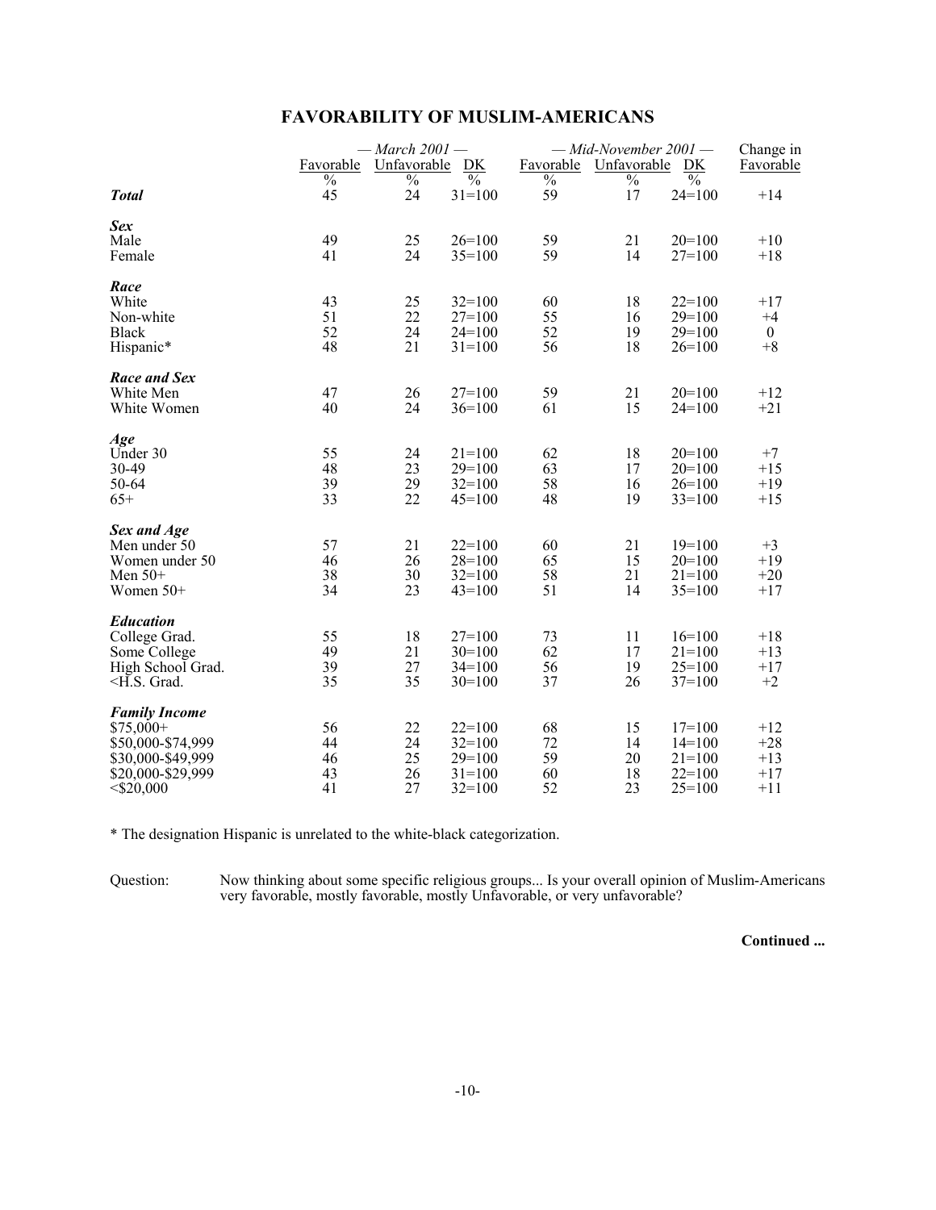## FAVORABILITY OF MUSLIM-AMERICANS

| | — March 2001 — | | | — Mid-November 2001 — | | | Change in |
|---|---|---|---|---|---|---|---|
| | Favorable | Unfavorable | DK | Favorable | Unfavorable | DK | Favorable |
| | % | % | % | % | % | % | |
| ***Total*** | 45 | 24 | 31=100 | 59 | 17 | 24=100 | +14 |
| ***Sex*** | | | | | | | |
| Male | 49 | 25 | 26=100 | 59 | 21 | 20=100 | +10 |
| Female | 41 | 24 | 35=100 | 59 | 14 | 27=100 | +18 |
| ***Race*** | | | | | | | |
| White | 43 | 25 | 32=100 | 60 | 18 | 22=100 | +17 |
| Non-white | 51 | 22 | 27=100 | 55 | 16 | 29=100 | +4 |
| Black | 52 | 24 | 24=100 | 52 | 19 | 29=100 | 0 |
| Hispanic* | 48 | 21 | 31=100 | 56 | 18 | 26=100 | +8 |
| ***Race and Sex*** | | | | | | | |
| White Men | 47 | 26 | 27=100 | 59 | 21 | 20=100 | +12 |
| White Women | 40 | 24 | 36=100 | 61 | 15 | 24=100 | +21 |
| ***Age*** | | | | | | | |
| Under 30 | 55 | 24 | 21=100 | 62 | 18 | 20=100 | +7 |
| 30-49 | 48 | 23 | 29=100 | 63 | 17 | 20=100 | +15 |
| 50-64 | 39 | 29 | 32=100 | 58 | 16 | 26=100 | +19 |
| 65+ | 33 | 22 | 45=100 | 48 | 19 | 33=100 | +15 |
| ***Sex and Age*** | | | | | | | |
| Men under 50 | 57 | 21 | 22=100 | 60 | 21 | 19=100 | +3 |
| Women under 50 | 46 | 26 | 28=100 | 65 | 15 | 20=100 | +19 |
| Men 50+ | 38 | 30 | 32=100 | 58 | 21 | 21=100 | +20 |
| Women 50+ | 34 | 23 | 43=100 | 51 | 14 | 35=100 | +17 |
| ***Education*** | | | | | | | |
| College Grad. | 55 | 18 | 27=100 | 73 | 11 | 16=100 | +18 |
| Some College | 49 | 21 | 30=100 | 62 | 17 | 21=100 | +13 |
| High School Grad. | 39 | 27 | 34=100 | 56 | 19 | 25=100 | +17 |
| <H.S. Grad. | 35 | 35 | 30=100 | 37 | 26 | 37=100 | +2 |
| ***Family Income*** | | | | | | | |
| $75,000+ | 56 | 22 | 22=100 | 68 | 15 | 17=100 | +12 |
| $50,000-$74,999 | 44 | 24 | 32=100 | 72 | 14 | 14=100 | +28 |
| $30,000-$49,999 | 46 | 25 | 29=100 | 59 | 20 | 21=100 | +13 |
| $20,000-$29,999 | 43 | 26 | 31=100 | 60 | 18 | 22=100 | +17 |
| <$20,000 | 41 | 27 | 32=100 | 52 | 23 | 25=100 | +11 |

* The designation Hispanic is unrelated to the white-black categorization.

Question: Now thinking about some specific religious groups... Is your overall opinion of Muslim-Americans very favorable, mostly favorable, mostly Unfavorable, or very unfavorable?

**Continued ...**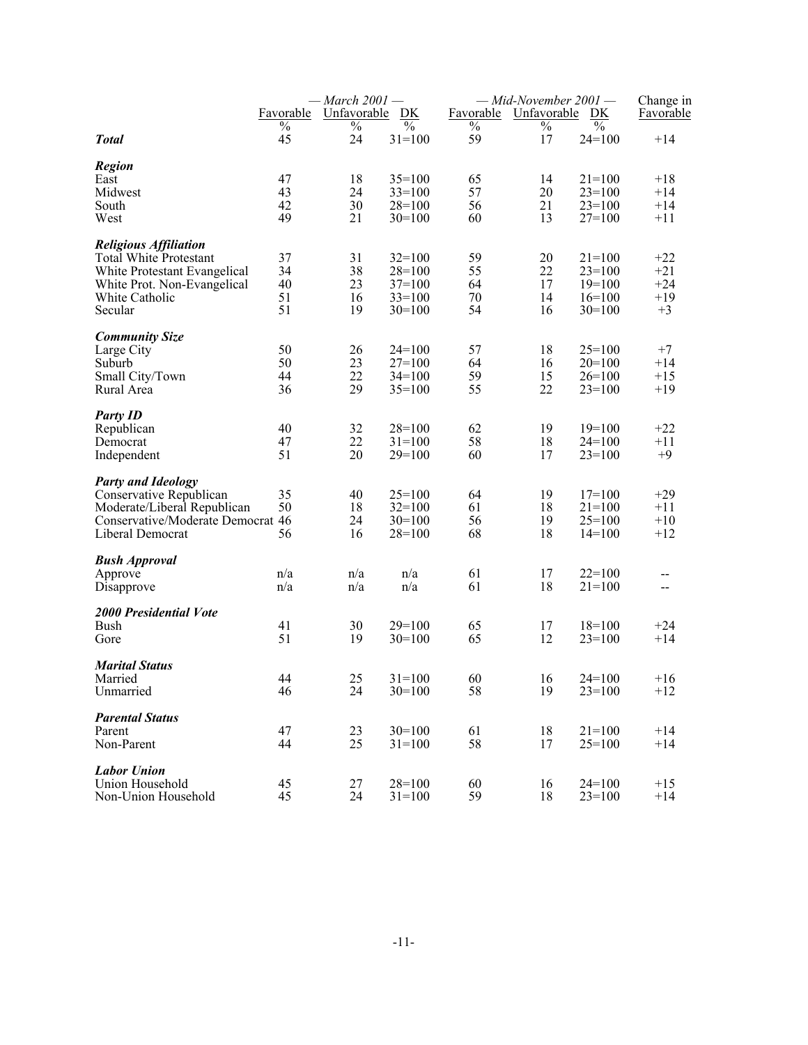| | — March 2001 — | | | — Mid-November 2001 — | | | Change in |
|---|---|---|---|---|---|---|---|
| | Favorable | Unfavorable | DK | Favorable | Unfavorable | DK | Favorable |
| | % | % | % | % | % | % | |
| ***Total*** | 45 | 24 | 31=100 | 59 | 17 | 24=100 | +14 |
| ***Region*** | | | | | | | |
| East | 47 | 18 | 35=100 | 65 | 14 | 21=100 | +18 |
| Midwest | 43 | 24 | 33=100 | 57 | 20 | 23=100 | +14 |
| South | 42 | 30 | 28=100 | 56 | 21 | 23=100 | +14 |
| West | 49 | 21 | 30=100 | 60 | 13 | 27=100 | +11 |
| ***Religious Affiliation*** | | | | | | | |
| Total White Protestant | 37 | 31 | 32=100 | 59 | 20 | 21=100 | +22 |
| White Protestant Evangelical | 34 | 38 | 28=100 | 55 | 22 | 23=100 | +21 |
| White Prot. Non-Evangelical | 40 | 23 | 37=100 | 64 | 17 | 19=100 | +24 |
| White Catholic | 51 | 16 | 33=100 | 70 | 14 | 16=100 | +19 |
| Secular | 51 | 19 | 30=100 | 54 | 16 | 30=100 | +3 |
| ***Community Size*** | | | | | | | |
| Large City | 50 | 26 | 24=100 | 57 | 18 | 25=100 | +7 |
| Suburb | 50 | 23 | 27=100 | 64 | 16 | 20=100 | +14 |
| Small City/Town | 44 | 22 | 34=100 | 59 | 15 | 26=100 | +15 |
| Rural Area | 36 | 29 | 35=100 | 55 | 22 | 23=100 | +19 |
| ***Party ID*** | | | | | | | |
| Republican | 40 | 32 | 28=100 | 62 | 19 | 19=100 | +22 |
| Democrat | 47 | 22 | 31=100 | 58 | 18 | 24=100 | +11 |
| Independent | 51 | 20 | 29=100 | 60 | 17 | 23=100 | +9 |
| ***Party and Ideology*** | | | | | | | |
| Conservative Republican | 35 | 40 | 25=100 | 64 | 19 | 17=100 | +29 |
| Moderate/Liberal Republican | 50 | 18 | 32=100 | 61 | 18 | 21=100 | +11 |
| Conservative/Moderate Democrat | 46 | 24 | 30=100 | 56 | 19 | 25=100 | +10 |
| Liberal Democrat | 56 | 16 | 28=100 | 68 | 18 | 14=100 | +12 |
| ***Bush Approval*** | | | | | | | |
| Approve | n/a | n/a | n/a | 61 | 17 | 22=100 | -- |
| Disapprove | n/a | n/a | n/a | 61 | 18 | 21=100 | -- |
| ***2000 Presidential Vote*** | | | | | | | |
| Bush | 41 | 30 | 29=100 | 65 | 17 | 18=100 | +24 |
| Gore | 51 | 19 | 30=100 | 65 | 12 | 23=100 | +14 |
| ***Marital Status*** | | | | | | | |
| Married | 44 | 25 | 31=100 | 60 | 16 | 24=100 | +16 |
| Unmarried | 46 | 24 | 30=100 | 58 | 19 | 23=100 | +12 |
| ***Parental Status*** | | | | | | | |
| Parent | 47 | 23 | 30=100 | 61 | 18 | 21=100 | +14 |
| Non-Parent | 44 | 25 | 31=100 | 58 | 17 | 25=100 | +14 |
| ***Labor Union*** | | | | | | | |
| Union Household | 45 | 27 | 28=100 | 60 | 16 | 24=100 | +15 |
| Non-Union Household | 45 | 24 | 31=100 | 59 | 18 | 23=100 | +14 |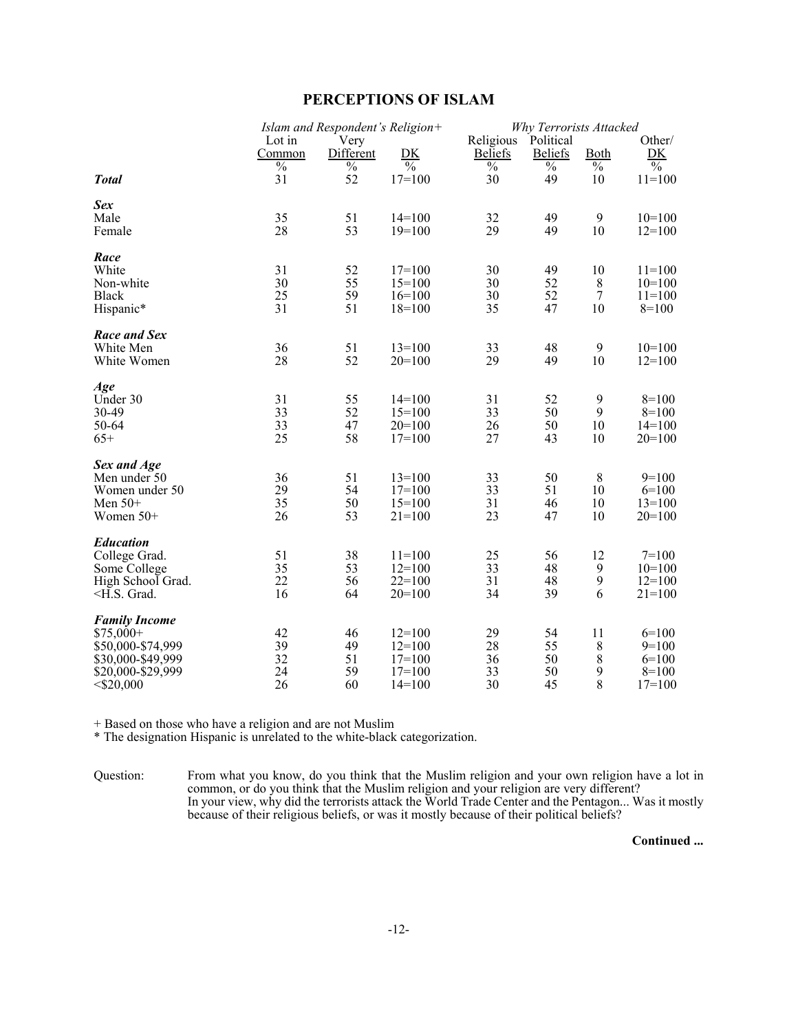# PERCEPTIONS OF ISLAM

| | *Islam and Respondent's Religion+* | | | *Why Terrorists Attacked* | | | |
|---|---|---|---|---|---|---|---|
| | Lot in Common | Very Different | DK | Religious Beliefs | Political Beliefs | Both | Other/ DK |
| | % | % | % | % | % | % | % |
| ***Total*** | 31 | 52 | 17=100 | 30 | 49 | 10 | 11=100 |
| ***Sex*** | | | | | | | |
| Male | 35 | 51 | 14=100 | 32 | 49 | 9 | 10=100 |
| Female | 28 | 53 | 19=100 | 29 | 49 | 10 | 12=100 |
| ***Race*** | | | | | | | |
| White | 31 | 52 | 17=100 | 30 | 49 | 10 | 11=100 |
| Non-white | 30 | 55 | 15=100 | 30 | 52 | 8 | 10=100 |
| Black | 25 | 59 | 16=100 | 30 | 52 | 7 | 11=100 |
| Hispanic* | 31 | 51 | 18=100 | 35 | 47 | 10 | 8=100 |
| ***Race and Sex*** | | | | | | | |
| White Men | 36 | 51 | 13=100 | 33 | 48 | 9 | 10=100 |
| White Women | 28 | 52 | 20=100 | 29 | 49 | 10 | 12=100 |
| ***Age*** | | | | | | | |
| Under 30 | 31 | 55 | 14=100 | 31 | 52 | 9 | 8=100 |
| 30-49 | 33 | 52 | 15=100 | 33 | 50 | 9 | 8=100 |
| 50-64 | 33 | 47 | 20=100 | 26 | 50 | 10 | 14=100 |
| 65+ | 25 | 58 | 17=100 | 27 | 43 | 10 | 20=100 |
| ***Sex and Age*** | | | | | | | |
| Men under 50 | 36 | 51 | 13=100 | 33 | 50 | 8 | 9=100 |
| Women under 50 | 29 | 54 | 17=100 | 33 | 51 | 10 | 6=100 |
| Men 50+ | 35 | 50 | 15=100 | 31 | 46 | 10 | 13=100 |
| Women 50+ | 26 | 53 | 21=100 | 23 | 47 | 10 | 20=100 |
| ***Education*** | | | | | | | |
| College Grad. | 51 | 38 | 11=100 | 25 | 56 | 12 | 7=100 |
| Some College | 35 | 53 | 12=100 | 33 | 48 | 9 | 10=100 |
| High School Grad. | 22 | 56 | 22=100 | 31 | 48 | 9 | 12=100 |
| <H.S. Grad. | 16 | 64 | 20=100 | 34 | 39 | 6 | 21=100 |
| ***Family Income*** | | | | | | | |
| $75,000+ | 42 | 46 | 12=100 | 29 | 54 | 11 | 6=100 |
| $50,000-$74,999 | 39 | 49 | 12=100 | 28 | 55 | 8 | 9=100 |
| $30,000-$49,999 | 32 | 51 | 17=100 | 36 | 50 | 8 | 6=100 |
| $20,000-$29,999 | 24 | 59 | 17=100 | 33 | 50 | 9 | 8=100 |
| <$20,000 | 26 | 60 | 14=100 | 30 | 45 | 8 | 17=100 |

+ Based on those who have a religion and are not Muslim

* The designation Hispanic is unrelated to the white-black categorization.

Question: From what you know, do you think that the Muslim religion and your own religion have a lot in common, or do you think that the Muslim religion and your religion are very different?
In your view, why did the terrorists attack the World Trade Center and the Pentagon... Was it mostly because of their religious beliefs, or was it mostly because of their political beliefs?

**Continued ...**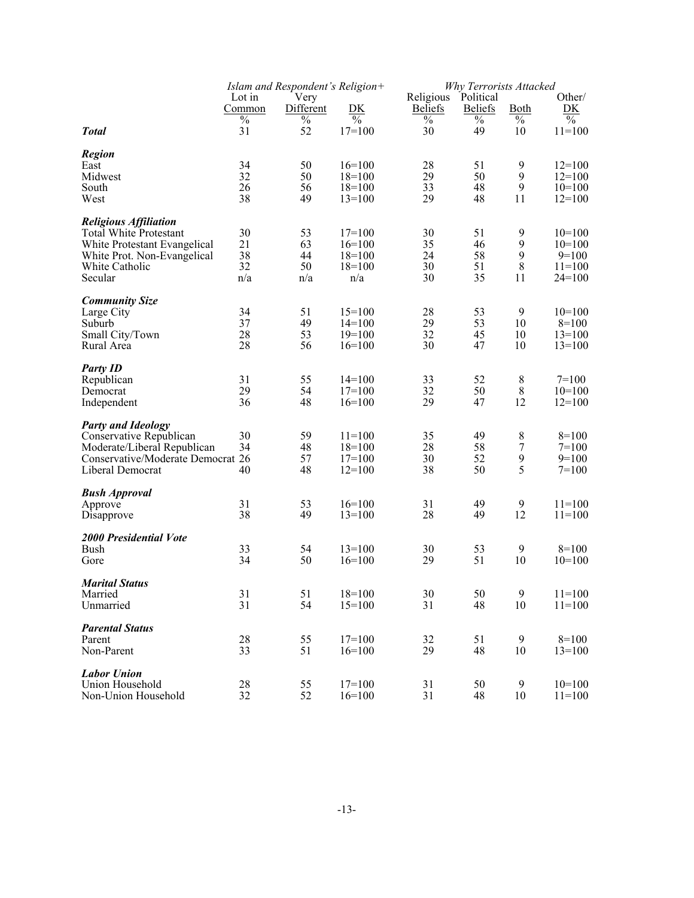| | *Islam and Respondent's Religion+* | | | *Why Terrorists Attacked* | | | |
|---|---|---|---|---|---|---|---|
| | Lot in Common | Very Different | DK | Religious Beliefs | Political Beliefs | Both | Other/ DK |
| | % | % | % | % | % | % | % |
| ***Total*** | 31 | 52 | 17=100 | 30 | 49 | 10 | 11=100 |
| ***Region*** | | | | | | | |
| East | 34 | 50 | 16=100 | 28 | 51 | 9 | 12=100 |
| Midwest | 32 | 50 | 18=100 | 29 | 50 | 9 | 12=100 |
| South | 26 | 56 | 18=100 | 33 | 48 | 9 | 10=100 |
| West | 38 | 49 | 13=100 | 29 | 48 | 11 | 12=100 |
| ***Religious Affiliation*** | | | | | | | |
| Total White Protestant | 30 | 53 | 17=100 | 30 | 51 | 9 | 10=100 |
| White Protestant Evangelical | 21 | 63 | 16=100 | 35 | 46 | 9 | 10=100 |
| White Prot. Non-Evangelical | 38 | 44 | 18=100 | 24 | 58 | 9 | 9=100 |
| White Catholic | 32 | 50 | 18=100 | 30 | 51 | 8 | 11=100 |
| Secular | n/a | n/a | n/a | 30 | 35 | 11 | 24=100 |
| ***Community Size*** | | | | | | | |
| Large City | 34 | 51 | 15=100 | 28 | 53 | 9 | 10=100 |
| Suburb | 37 | 49 | 14=100 | 29 | 53 | 10 | 8=100 |
| Small City/Town | 28 | 53 | 19=100 | 32 | 45 | 10 | 13=100 |
| Rural Area | 28 | 56 | 16=100 | 30 | 47 | 10 | 13=100 |
| ***Party ID*** | | | | | | | |
| Republican | 31 | 55 | 14=100 | 33 | 52 | 8 | 7=100 |
| Democrat | 29 | 54 | 17=100 | 32 | 50 | 8 | 10=100 |
| Independent | 36 | 48 | 16=100 | 29 | 47 | 12 | 12=100 |
| ***Party and Ideology*** | | | | | | | |
| Conservative Republican | 30 | 59 | 11=100 | 35 | 49 | 8 | 8=100 |
| Moderate/Liberal Republican | 34 | 48 | 18=100 | 28 | 58 | 7 | 7=100 |
| Conservative/Moderate Democrat | 26 | 57 | 17=100 | 30 | 52 | 9 | 9=100 |
| Liberal Democrat | 40 | 48 | 12=100 | 38 | 50 | 5 | 7=100 |
| ***Bush Approval*** | | | | | | | |
| Approve | 31 | 53 | 16=100 | 31 | 49 | 9 | 11=100 |
| Disapprove | 38 | 49 | 13=100 | 28 | 49 | 12 | 11=100 |
| ***2000 Presidential Vote*** | | | | | | | |
| Bush | 33 | 54 | 13=100 | 30 | 53 | 9 | 8=100 |
| Gore | 34 | 50 | 16=100 | 29 | 51 | 10 | 10=100 |
| ***Marital Status*** | | | | | | | |
| Married | 31 | 51 | 18=100 | 30 | 50 | 9 | 11=100 |
| Unmarried | 31 | 54 | 15=100 | 31 | 48 | 10 | 11=100 |
| ***Parental Status*** | | | | | | | |
| Parent | 28 | 55 | 17=100 | 32 | 51 | 9 | 8=100 |
| Non-Parent | 33 | 51 | 16=100 | 29 | 48 | 10 | 13=100 |
| ***Labor Union*** | | | | | | | |
| Union Household | 28 | 55 | 17=100 | 31 | 50 | 9 | 10=100 |
| Non-Union Household | 32 | 52 | 16=100 | 31 | 48 | 10 | 11=100 |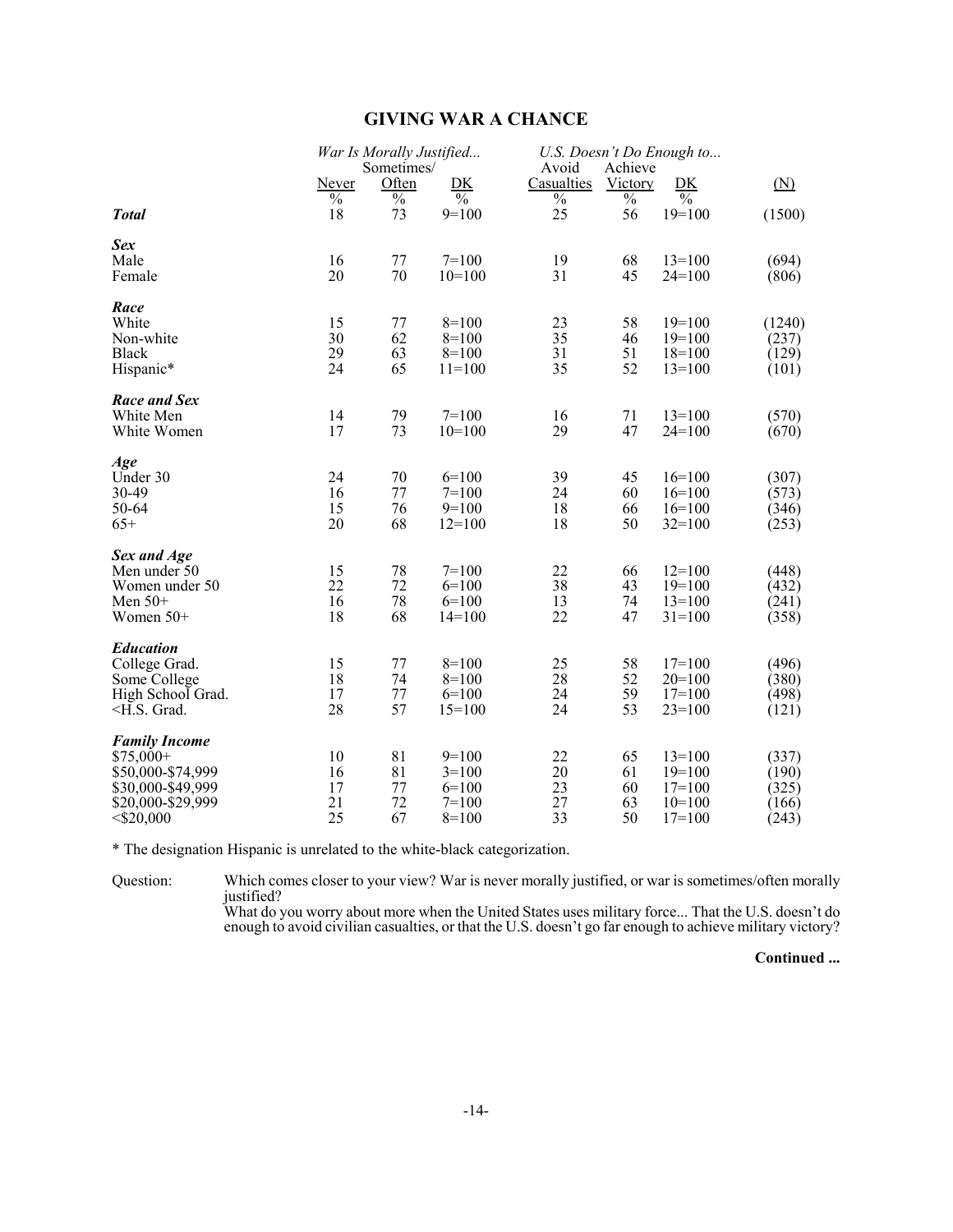## GIVING WAR A CHANCE

| | War Is Morally Justified... | | | U.S. Doesn't Do Enough to... | | | |
|---|---|---|---|---|---|---|---|
| | Never | Sometimes/ Often | DK | Avoid Casualties | Achieve Victory | DK | (N) |
| | % | % | % | % | % | % | |
| ***Total*** | 18 | 73 | 9=100 | 25 | 56 | 19=100 | (1500) |
| ***Sex*** | | | | | | | |
| Male | 16 | 77 | 7=100 | 19 | 68 | 13=100 | (694) |
| Female | 20 | 70 | 10=100 | 31 | 45 | 24=100 | (806) |
| ***Race*** | | | | | | | |
| White | 15 | 77 | 8=100 | 23 | 58 | 19=100 | (1240) |
| Non-white | 30 | 62 | 8=100 | 35 | 46 | 19=100 | (237) |
| Black | 29 | 63 | 8=100 | 31 | 51 | 18=100 | (129) |
| Hispanic* | 24 | 65 | 11=100 | 35 | 52 | 13=100 | (101) |
| ***Race and Sex*** | | | | | | | |
| White Men | 14 | 79 | 7=100 | 16 | 71 | 13=100 | (570) |
| White Women | 17 | 73 | 10=100 | 29 | 47 | 24=100 | (670) |
| ***Age*** | | | | | | | |
| Under 30 | 24 | 70 | 6=100 | 39 | 45 | 16=100 | (307) |
| 30-49 | 16 | 77 | 7=100 | 24 | 60 | 16=100 | (573) |
| 50-64 | 15 | 76 | 9=100 | 18 | 66 | 16=100 | (346) |
| 65+ | 20 | 68 | 12=100 | 18 | 50 | 32=100 | (253) |
| ***Sex and Age*** | | | | | | | |
| Men under 50 | 15 | 78 | 7=100 | 22 | 66 | 12=100 | (448) |
| Women under 50 | 22 | 72 | 6=100 | 38 | 43 | 19=100 | (432) |
| Men 50+ | 16 | 78 | 6=100 | 13 | 74 | 13=100 | (241) |
| Women 50+ | 18 | 68 | 14=100 | 22 | 47 | 31=100 | (358) |
| ***Education*** | | | | | | | |
| College Grad. | 15 | 77 | 8=100 | 25 | 58 | 17=100 | (496) |
| Some College | 18 | 74 | 8=100 | 28 | 52 | 20=100 | (380) |
| High School Grad. | 17 | 77 | 6=100 | 24 | 59 | 17=100 | (498) |
| <H.S. Grad. | 28 | 57 | 15=100 | 24 | 53 | 23=100 | (121) |
| ***Family Income*** | | | | | | | |
| $75,000+ | 10 | 81 | 9=100 | 22 | 65 | 13=100 | (337) |
| $50,000-$74,999 | 16 | 81 | 3=100 | 20 | 61 | 19=100 | (190) |
| $30,000-$49,999 | 17 | 77 | 6=100 | 23 | 60 | 17=100 | (325) |
| $20,000-$29,999 | 21 | 72 | 7=100 | 27 | 63 | 10=100 | (166) |
| <$20,000 | 25 | 67 | 8=100 | 33 | 50 | 17=100 | (243) |

\* The designation Hispanic is unrelated to the white-black categorization.

Question: Which comes closer to your view? War is never morally justified, or war is sometimes/often morally justified?
What do you worry about more when the United States uses military force... That the U.S. doesn't do enough to avoid civilian casualties, or that the U.S. doesn't go far enough to achieve military victory?

**Continued ...**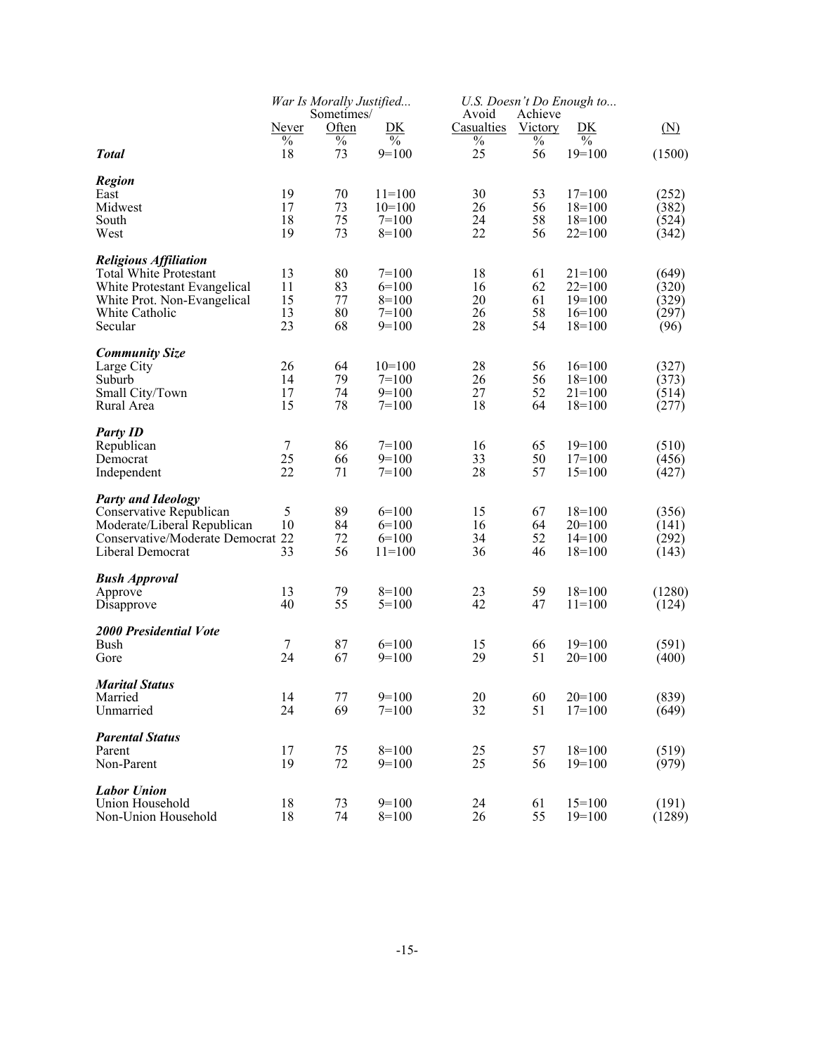| | *War Is Morally Justified...* | | | *U.S. Doesn't Do Enough to...* | | | |
|---|---|---|---|---|---|---|---|
| | Never | Sometimes/ Often | DK | Avoid Casualties | Achieve Victory | DK | (N) |
| | % | % | % | % | % | % | |
| ***Total*** | 18 | 73 | 9=100 | 25 | 56 | 19=100 | (1500) |
| ***Region*** | | | | | | | |
| East | 19 | 70 | 11=100 | 30 | 53 | 17=100 | (252) |
| Midwest | 17 | 73 | 10=100 | 26 | 56 | 18=100 | (382) |
| South | 18 | 75 | 7=100 | 24 | 58 | 18=100 | (524) |
| West | 19 | 73 | 8=100 | 22 | 56 | 22=100 | (342) |
| ***Religious Affiliation*** | | | | | | | |
| Total White Protestant | 13 | 80 | 7=100 | 18 | 61 | 21=100 | (649) |
| White Protestant Evangelical | 11 | 83 | 6=100 | 16 | 62 | 22=100 | (320) |
| White Prot. Non-Evangelical | 15 | 77 | 8=100 | 20 | 61 | 19=100 | (329) |
| White Catholic | 13 | 80 | 7=100 | 26 | 58 | 16=100 | (297) |
| Secular | 23 | 68 | 9=100 | 28 | 54 | 18=100 | (96) |
| ***Community Size*** | | | | | | | |
| Large City | 26 | 64 | 10=100 | 28 | 56 | 16=100 | (327) |
| Suburb | 14 | 79 | 7=100 | 26 | 56 | 18=100 | (373) |
| Small City/Town | 17 | 74 | 9=100 | 27 | 52 | 21=100 | (514) |
| Rural Area | 15 | 78 | 7=100 | 18 | 64 | 18=100 | (277) |
| ***Party ID*** | | | | | | | |
| Republican | 7 | 86 | 7=100 | 16 | 65 | 19=100 | (510) |
| Democrat | 25 | 66 | 9=100 | 33 | 50 | 17=100 | (456) |
| Independent | 22 | 71 | 7=100 | 28 | 57 | 15=100 | (427) |
| ***Party and Ideology*** | | | | | | | |
| Conservative Republican | 5 | 89 | 6=100 | 15 | 67 | 18=100 | (356) |
| Moderate/Liberal Republican | 10 | 84 | 6=100 | 16 | 64 | 20=100 | (141) |
| Conservative/Moderate Democrat | 22 | 72 | 6=100 | 34 | 52 | 14=100 | (292) |
| Liberal Democrat | 33 | 56 | 11=100 | 36 | 46 | 18=100 | (143) |
| ***Bush Approval*** | | | | | | | |
| Approve | 13 | 79 | 8=100 | 23 | 59 | 18=100 | (1280) |
| Disapprove | 40 | 55 | 5=100 | 42 | 47 | 11=100 | (124) |
| ***2000 Presidential Vote*** | | | | | | | |
| Bush | 7 | 87 | 6=100 | 15 | 66 | 19=100 | (591) |
| Gore | 24 | 67 | 9=100 | 29 | 51 | 20=100 | (400) |
| ***Marital Status*** | | | | | | | |
| Married | 14 | 77 | 9=100 | 20 | 60 | 20=100 | (839) |
| Unmarried | 24 | 69 | 7=100 | 32 | 51 | 17=100 | (649) |
| ***Parental Status*** | | | | | | | |
| Parent | 17 | 75 | 8=100 | 25 | 57 | 18=100 | (519) |
| Non-Parent | 19 | 72 | 9=100 | 25 | 56 | 19=100 | (979) |
| ***Labor Union*** | | | | | | | |
| Union Household | 18 | 73 | 9=100 | 24 | 61 | 15=100 | (191) |
| Non-Union Household | 18 | 74 | 8=100 | 26 | 55 | 19=100 | (1289) |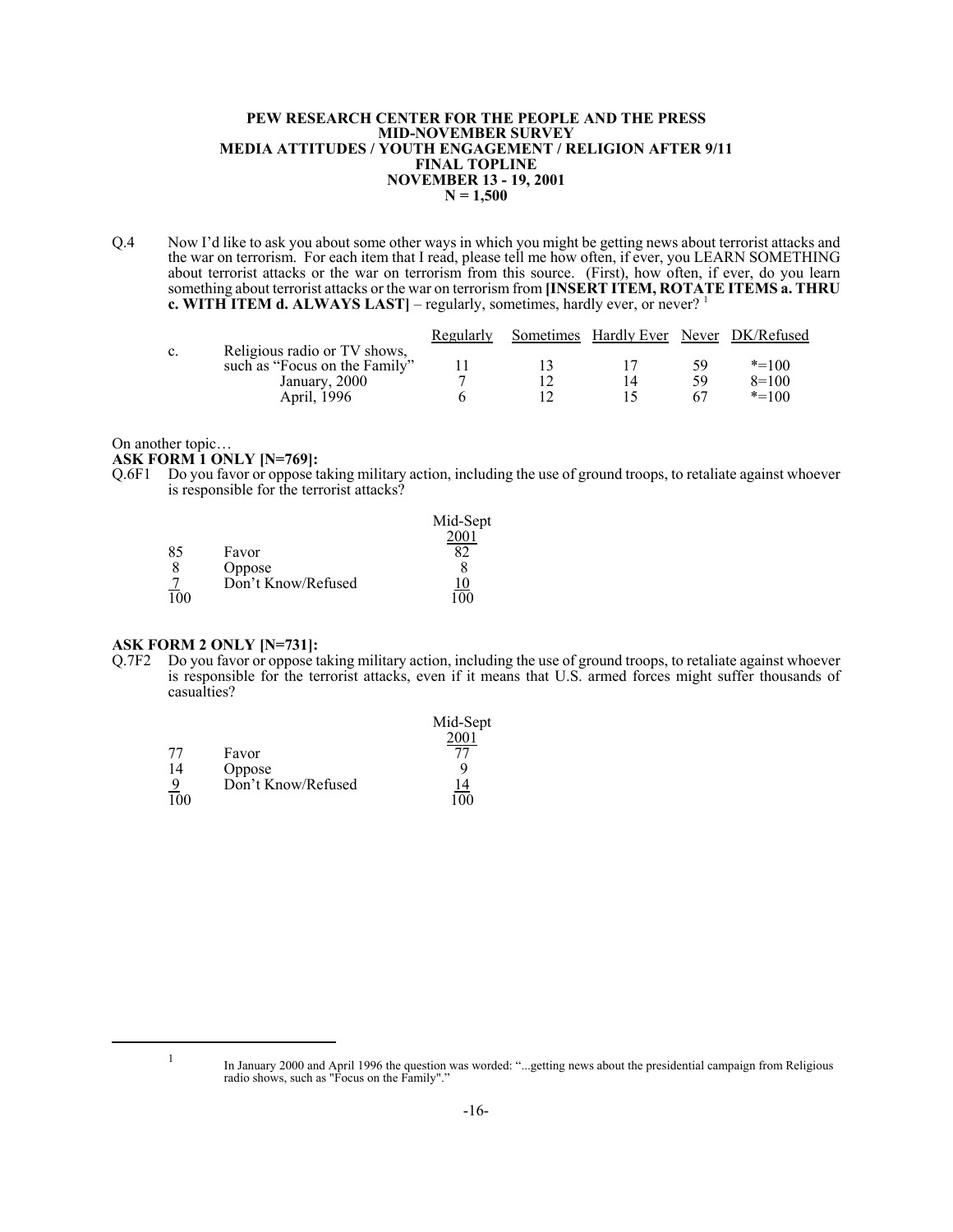**PEW RESEARCH CENTER FOR THE PEOPLE AND THE PRESS**
**MID-NOVEMBER SURVEY**
**MEDIA ATTITUDES / YOUTH ENGAGEMENT / RELIGION AFTER 9/11**
**FINAL TOPLINE**
**NOVEMBER 13 - 19, 2001**
**N = 1,500**

Q.4 Now I'd like to ask you about some other ways in which you might be getting news about terrorist attacks and the war on terrorism. For each item that I read, please tell me how often, if ever, you LEARN SOMETHING about terrorist attacks or the war on terrorism from this source. (First), how often, if ever, do you learn something about terrorist attacks or the war on terrorism from **[INSERT ITEM, ROTATE ITEMS a. THRU c. WITH ITEM d. ALWAYS LAST]** – regularly, sometimes, hardly ever, or never? [1]

| | | Regularly | Sometimes | Hardly Ever | Never | DK/Refused |
|---|---|---|---|---|---|---|
| c. | Religious radio or TV shows, such as "Focus on the Family" | 11 | 13 | 17 | 59 | *=100 |
| | January, 2000 | 7 | 12 | 14 | 59 | 8=100 |
| | April, 1996 | 6 | 12 | 15 | 67 | *=100 |

On another topic…

**ASK FORM 1 ONLY [N=769]:**

Q.6F1 Do you favor or oppose taking military action, including the use of ground troops, to retaliate against whoever is responsible for the terrorist attacks?

| | | Mid-Sept 2001 |
|---|---|---|
| 85 | Favor | 82 |
| 8 | Oppose | 8 |
| 7 | Don't Know/Refused | 10 |
| 100 | | 100 |

**ASK FORM 2 ONLY [N=731]:**

Q.7F2 Do you favor or oppose taking military action, including the use of ground troops, to retaliate against whoever is responsible for the terrorist attacks, even if it means that U.S. armed forces might suffer thousands of casualties?

| | | Mid-Sept 2001 |
|---|---|---|
| 77 | Favor | 77 |
| 14 | Oppose | 9 |
| 9 | Don't Know/Refused | 14 |
| 100 | | 100 |

[1] In January 2000 and April 1996 the question was worded: "...getting news about the presidential campaign from Religious radio shows, such as "Focus on the Family"."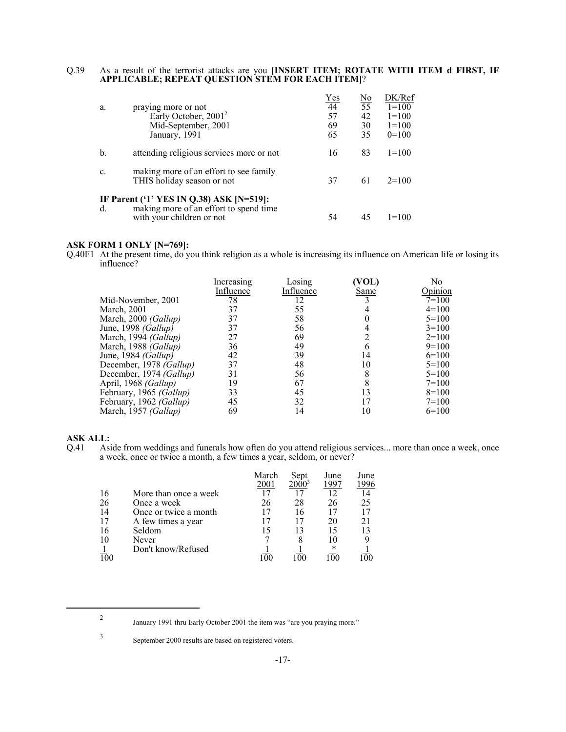Q.39 As a result of the terrorist attacks are you **[INSERT ITEM; ROTATE WITH ITEM d FIRST, IF APPLICABLE; REPEAT QUESTION STEM FOR EACH ITEM]**?

| | | Yes | No | DK/Ref |
|---|---|---|---|---|
| a. | praying more or not | 44 | 55 | 1=100 |
| | Early October, 2001[2] | 57 | 42 | 1=100 |
| | Mid-September, 2001 | 69 | 30 | 1=100 |
| | January, 1991 | 65 | 35 | 0=100 |
| b. | attending religious services more or not | 16 | 83 | 1=100 |
| c. | making more of an effort to see family THIS holiday season or not | 37 | 61 | 2=100 |
| | **IF Parent ('1' YES IN Q.38) ASK [N=519]:** | | | |
| d. | making more of an effort to spend time with your children or not | 54 | 45 | 1=100 |

**ASK FORM 1 ONLY [N=769]:**

Q.40F1 At the present time, do you think religion as a whole is increasing its influence on American life or losing its influence?

| | Increasing Influence | Losing Influence | **(VOL)** Same | No Opinion |
|---|---|---|---|---|
| Mid-November, 2001 | 78 | 12 | 3 | 7=100 |
| March, 2001 | 37 | 55 | 4 | 4=100 |
| March, 2000 *(Gallup)* | 37 | 58 | 0 | 5=100 |
| June, 1998 *(Gallup)* | 37 | 56 | 4 | 3=100 |
| March, 1994 *(Gallup)* | 27 | 69 | 2 | 2=100 |
| March, 1988 *(Gallup)* | 36 | 49 | 6 | 9=100 |
| June, 1984 *(Gallup)* | 42 | 39 | 14 | 6=100 |
| December, 1978 *(Gallup)* | 37 | 48 | 10 | 5=100 |
| December, 1974 *(Gallup)* | 31 | 56 | 8 | 5=100 |
| April, 1968 *(Gallup)* | 19 | 67 | 8 | 7=100 |
| February, 1965 *(Gallup)* | 33 | 45 | 13 | 8=100 |
| February, 1962 *(Gallup)* | 45 | 32 | 17 | 7=100 |
| March, 1957 *(Gallup)* | 69 | 14 | 10 | 6=100 |

**ASK ALL:**

Q.41 Aside from weddings and funerals how often do you attend religious services... more than once a week, once a week, once or twice a month, a few times a year, seldom, or never?

| | | March 2001 | Sept 2000[3] | June 1997 | June 1996 |
|---|---|---|---|---|---|
| 16 | More than once a week | 17 | 17 | 12 | 14 |
| 26 | Once a week | 26 | 28 | 26 | 25 |
| 14 | Once or twice a month | 17 | 16 | 17 | 17 |
| 17 | A few times a year | 17 | 17 | 20 | 21 |
| 16 | Seldom | 15 | 13 | 15 | 13 |
| 10 | Never | 7 | 8 | 10 | 9 |
| 1 | Don't know/Refused | 1 | 1 | * | 1 |
| 100 | | 100 | 100 | 100 | 100 |

---

[2] January 1991 thru Early October 2001 the item was "are you praying more."

[3] September 2000 results are based on registered voters.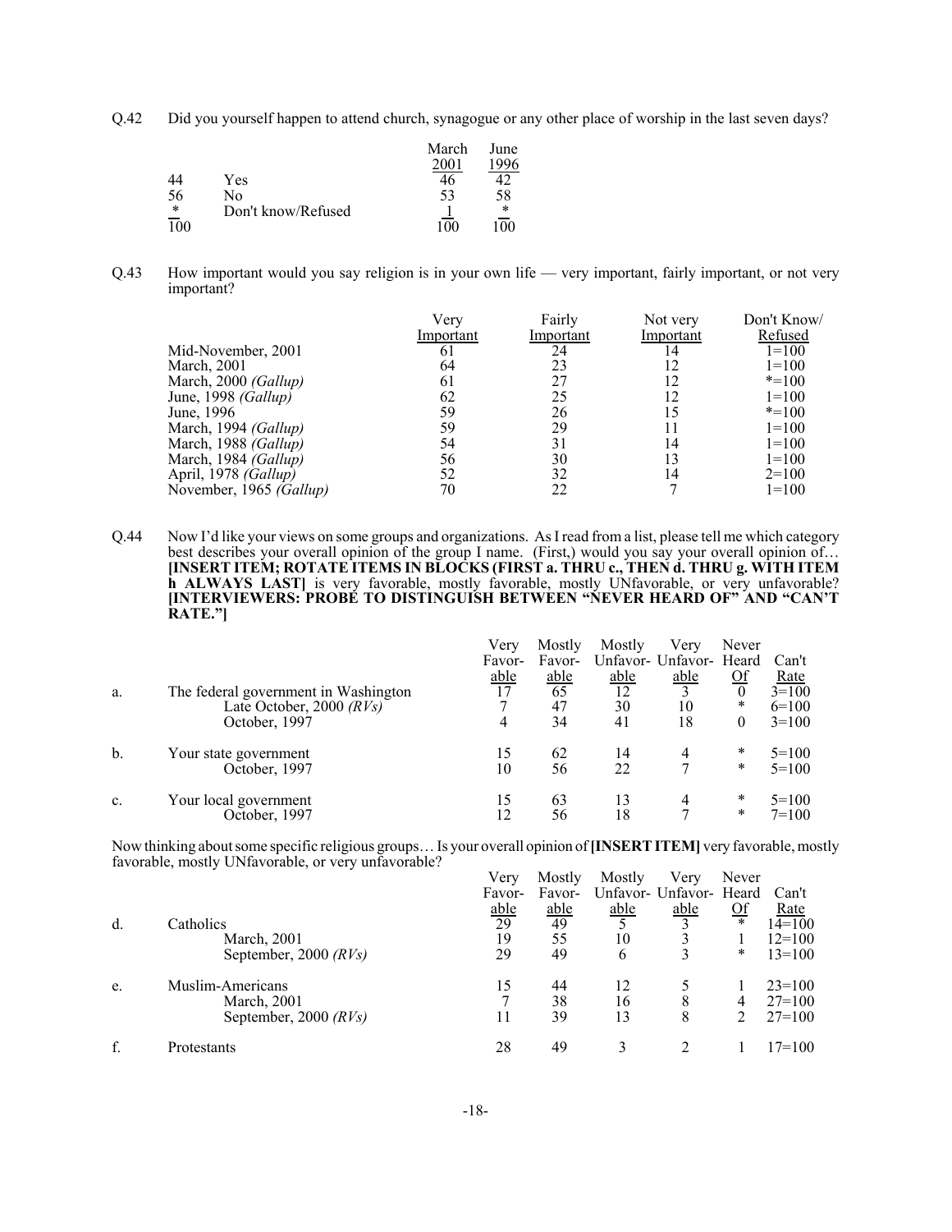Q.42 Did you yourself happen to attend church, synagogue or any other place of worship in the last seven days?

| | | March 2001 | June 1996 |
|---|---|---|---|
| 44 | Yes | 46 | 42 |
| 56 | No | 53 | 58 |
| * | Don't know/Refused | 1 | * |
| 100 | | 100 | 100 |

Q.43 How important would you say religion is in your own life — very important, fairly important, or not very important?

| | Very Important | Fairly Important | Not very Important | Don't Know/ Refused |
|---|---|---|---|---|
| Mid-November, 2001 | 61 | 24 | 14 | 1=100 |
| March, 2001 | 64 | 23 | 12 | 1=100 |
| March, 2000 *(Gallup)* | 61 | 27 | 12 | *=100 |
| June, 1998 *(Gallup)* | 62 | 25 | 12 | 1=100 |
| June, 1996 | 59 | 26 | 15 | *=100 |
| March, 1994 *(Gallup)* | 59 | 29 | 11 | 1=100 |
| March, 1988 *(Gallup)* | 54 | 31 | 14 | 1=100 |
| March, 1984 *(Gallup)* | 56 | 30 | 13 | 1=100 |
| April, 1978 *(Gallup)* | 52 | 32 | 14 | 2=100 |
| November, 1965 *(Gallup)* | 70 | 22 | 7 | 1=100 |

Q.44 Now I'd like your views on some groups and organizations. As I read from a list, please tell me which category best describes your overall opinion of the group I name. (First,) would you say your overall opinion of… **[INSERT ITEM; ROTATE ITEMS IN BLOCKS (FIRST a. THRU c., THEN d. THRU g. WITH ITEM h ALWAYS LAST]** is very favorable, mostly favorable, mostly UNfavorable, or very unfavorable? **[INTERVIEWERS: PROBE TO DISTINGUISH BETWEEN "NEVER HEARD OF" AND "CAN'T RATE."]**

| | | Very Favor-able | Mostly Favor-able | Mostly Unfavor-able | Very Unfavor-able | Never Heard Of | Can't Rate |
|---|---|---|---|---|---|---|---|
| a. | The federal government in Washington | 17 | 65 | 12 | 3 | 0 | 3=100 |
| | Late October, 2000 *(RVs)* | 7 | 47 | 30 | 10 | * | 6=100 |
| | October, 1997 | 4 | 34 | 41 | 18 | 0 | 3=100 |
| b. | Your state government | 15 | 62 | 14 | 4 | * | 5=100 |
| | October, 1997 | 10 | 56 | 22 | 7 | * | 5=100 |
| c. | Your local government | 15 | 63 | 13 | 4 | * | 5=100 |
| | October, 1997 | 12 | 56 | 18 | 7 | * | 7=100 |

Now thinking about some specific religious groups… Is your overall opinion of **[INSERT ITEM]** very favorable, mostly favorable, mostly UNfavorable, or very unfavorable?

| | | Very Favor-able | Mostly Favor-able | Mostly Unfavor-able | Very Unfavor-able | Never Heard Of | Can't Rate |
|---|---|---|---|---|---|---|---|
| d. | Catholics | 29 | 49 | 5 | 3 | * | 14=100 |
| | March, 2001 | 19 | 55 | 10 | 3 | 1 | 12=100 |
| | September, 2000 *(RVs)* | 29 | 49 | 6 | 3 | * | 13=100 |
| e. | Muslim-Americans | 15 | 44 | 12 | 5 | 1 | 23=100 |
| | March, 2001 | 7 | 38 | 16 | 8 | 4 | 27=100 |
| | September, 2000 *(RVs)* | 11 | 39 | 13 | 8 | 2 | 27=100 |
| f. | Protestants | 28 | 49 | 3 | 2 | 1 | 17=100 |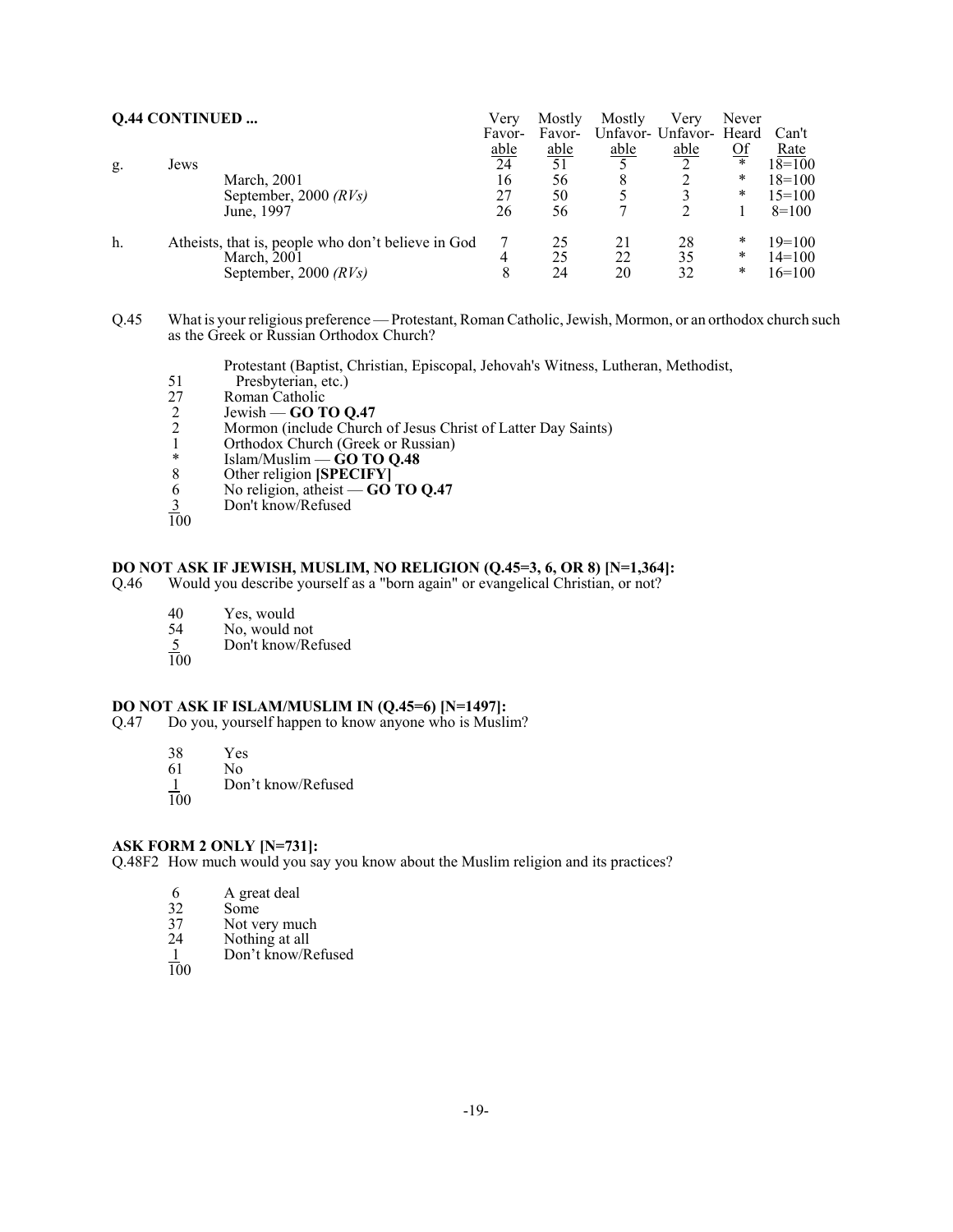**Q.44 CONTINUED ...**

| | | Very Favor-able | Mostly Favor-able | Mostly Unfavor-able | Very Unfavor-able | Never Heard Of | Can't Rate |
|---|---|---|---|---|---|---|---|
| g. | Jews | 24 | 51 | 5 | 2 | * | 18=100 |
| | March, 2001 | 16 | 56 | 8 | 2 | * | 18=100 |
| | September, 2000 *(RVs)* | 27 | 50 | 5 | 3 | * | 15=100 |
| | June, 1997 | 26 | 56 | 7 | 2 | 1 | 8=100 |
| h. | Atheists, that is, people who don't believe in God | 7 | 25 | 21 | 28 | * | 19=100 |
| | March, 2001 | 4 | 25 | 22 | 35 | * | 14=100 |
| | September, 2000 *(RVs)* | 8 | 24 | 20 | 32 | * | 16=100 |

Q.45 What is your religious preference — Protestant, Roman Catholic, Jewish, Mormon, or an orthodox church such as the Greek or Russian Orthodox Church?

51 Protestant (Baptist, Christian, Episcopal, Jehovah's Witness, Lutheran, Methodist, Presbyterian, etc.)
27 Roman Catholic
2 Jewish — **GO TO Q.47**
2 Mormon (include Church of Jesus Christ of Latter Day Saints)
1 Orthodox Church (Greek or Russian)
* Islam/Muslim — **GO TO Q.48**
8 Other religion **[SPECIFY]**
6 No religion, atheist — **GO TO Q.47**
3 Don't know/Refused
100

**DO NOT ASK IF JEWISH, MUSLIM, NO RELIGION (Q.45=3, 6, OR 8) [N=1,364]:**
Q.46 Would you describe yourself as a "born again" or evangelical Christian, or not?

40 Yes, would
54 No, would not
5 Don't know/Refused
100

**DO NOT ASK IF ISLAM/MUSLIM IN (Q.45=6) [N=1497]:**
Q.47 Do you, yourself happen to know anyone who is Muslim?

38 Yes
61 No
1 Don't know/Refused
100

**ASK FORM 2 ONLY [N=731]:**
Q.48F2 How much would you say you know about the Muslim religion and its practices?

6 A great deal
32 Some
37 Not very much
24 Nothing at all
1 Don't know/Refused
100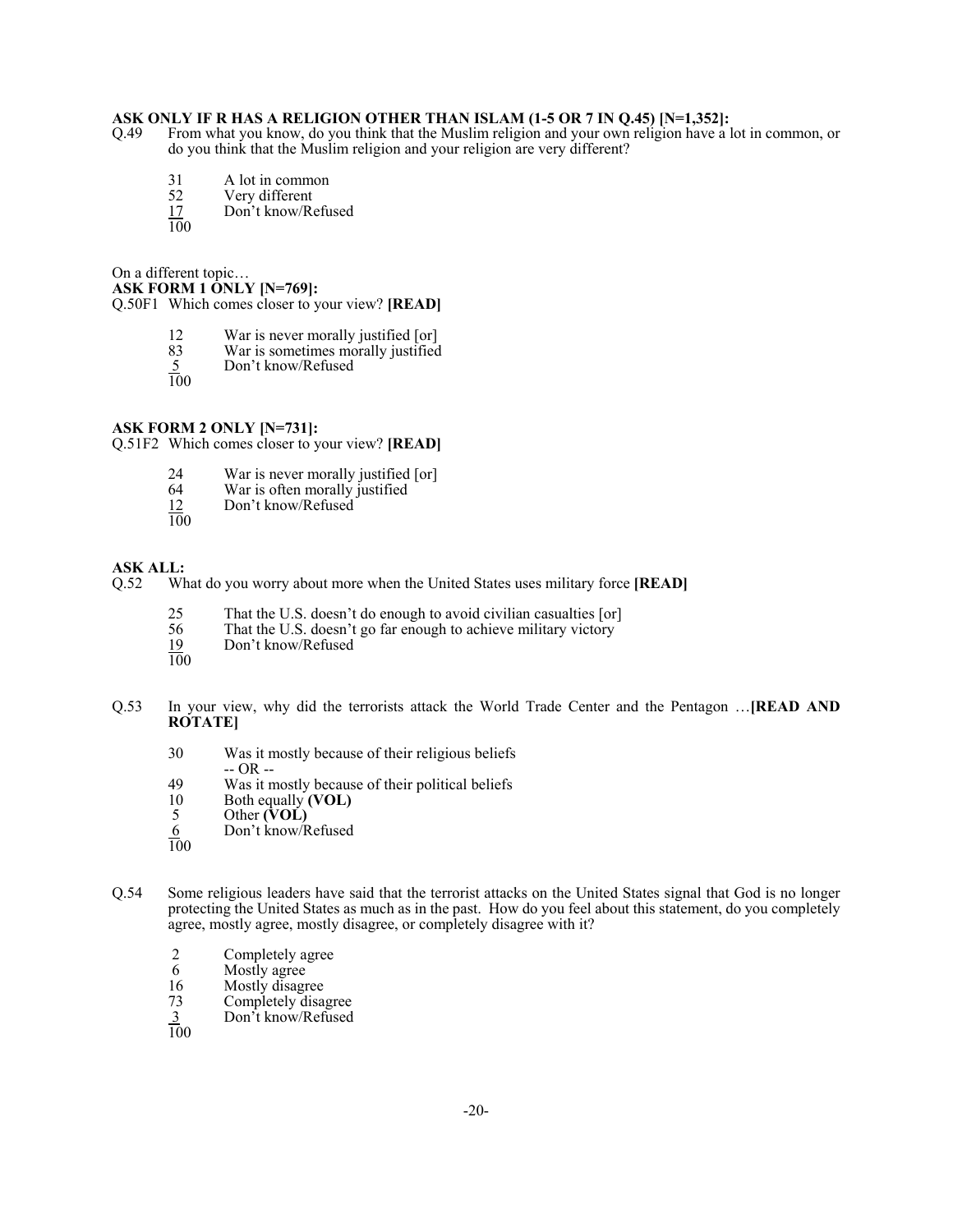**ASK ONLY IF R HAS A RELIGION OTHER THAN ISLAM (1-5 OR 7 IN Q.45) [N=1,352]:**

Q.49 From what you know, do you think that the Muslim religion and your own religion have a lot in common, or do you think that the Muslim religion and your religion are very different?

| | |
|---|---|
| 31 | A lot in common |
| 52 | Very different |
| 17 | Don't know/Refused |
| 100 | |

On a different topic…

**ASK FORM 1 ONLY [N=769]:**

Q.50F1 Which comes closer to your view? **[READ]**

| | |
|---|---|
| 12 | War is never morally justified [or] |
| 83 | War is sometimes morally justified |
| 5 | Don't know/Refused |
| 100 | |

**ASK FORM 2 ONLY [N=731]:**

Q.51F2 Which comes closer to your view? **[READ]**

| | |
|---|---|
| 24 | War is never morally justified [or] |
| 64 | War is often morally justified |
| 12 | Don't know/Refused |
| 100 | |

**ASK ALL:**

Q.52 What do you worry about more when the United States uses military force **[READ]**

| | |
|---|---|
| 25 | That the U.S. doesn't do enough to avoid civilian casualties [or] |
| 56 | That the U.S. doesn't go far enough to achieve military victory |
| 19 | Don't know/Refused |
| 100 | |

Q.53 In your view, why did the terrorists attack the World Trade Center and the Pentagon …**[READ AND ROTATE]**

| | |
|---|---|
| 30 | Was it mostly because of their religious beliefs -- OR -- |
| 49 | Was it mostly because of their political beliefs |
| 10 | Both equally **(VOL)** |
| 5 | Other **(VOL)** |
| 6 | Don't know/Refused |
| 100 | |

Q.54 Some religious leaders have said that the terrorist attacks on the United States signal that God is no longer protecting the United States as much as in the past. How do you feel about this statement, do you completely agree, mostly agree, mostly disagree, or completely disagree with it?

| | |
|---|---|
| 2 | Completely agree |
| 6 | Mostly agree |
| 16 | Mostly disagree |
| 73 | Completely disagree |
| 3 | Don't know/Refused |
| 100 | |